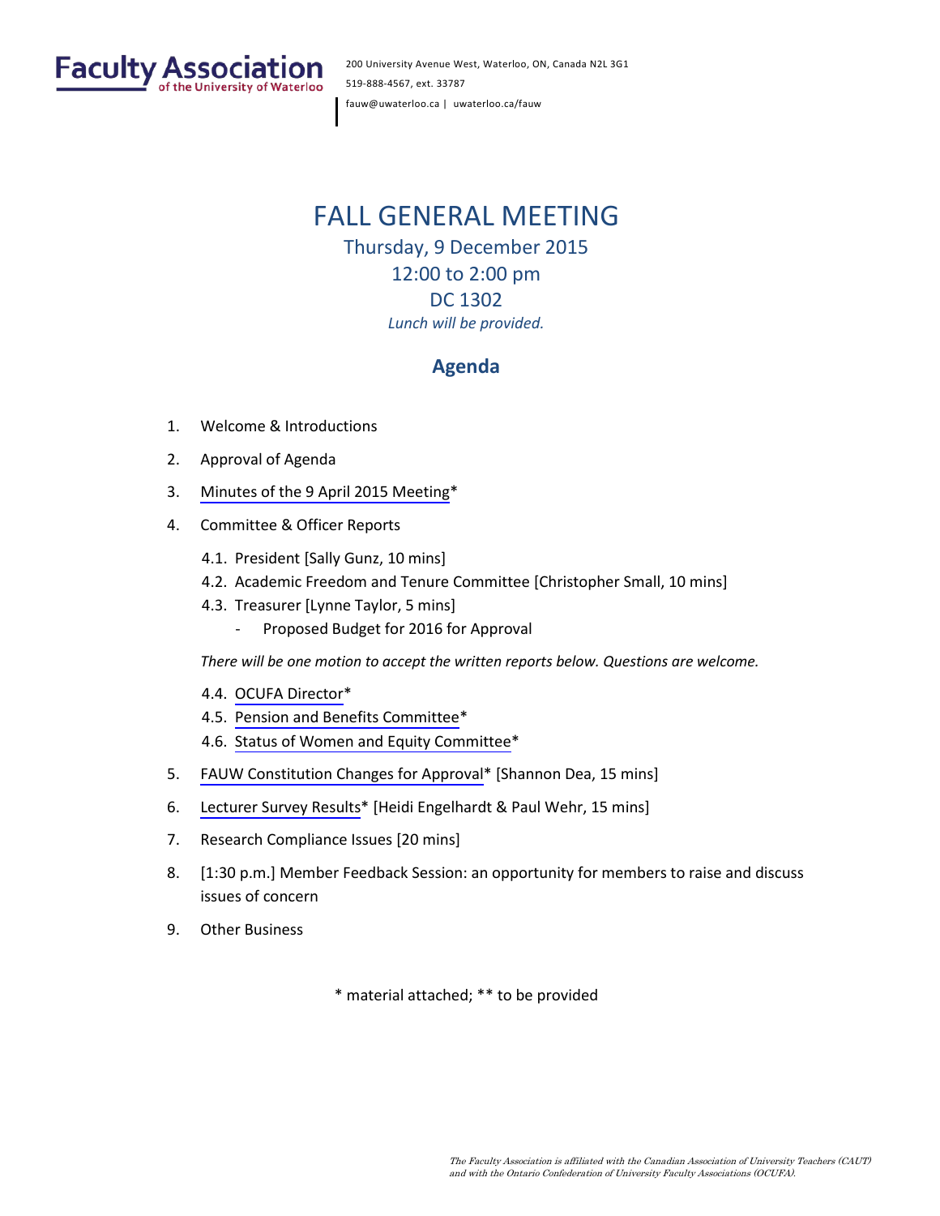Faculty Association of the University of Waterloo

200 University Avenue West, Waterloo, ON, Canada N2L 3G1
519-888-4567, ext. 33787
fauw@uwaterloo.ca | uwaterloo.ca/fauw

# FALL GENERAL MEETING

Thursday, 9 December 2015
12:00 to 2:00 pm
DC 1302
*Lunch will be provided.*

## Agenda

1. Welcome & Introductions
2. Approval of Agenda
3. Minutes of the 9 April 2015 Meeting*
4. Committee & Officer Reports
   - 4.1. President [Sally Gunz, 10 mins]
   - 4.2. Academic Freedom and Tenure Committee [Christopher Small, 10 mins]
   - 4.3. Treasurer [Lynne Taylor, 5 mins]
     - Proposed Budget for 2016 for Approval

   *There will be one motion to accept the written reports below. Questions are welcome.*

   - 4.4. OCUFA Director*
   - 4.5. Pension and Benefits Committee*
   - 4.6. Status of Women and Equity Committee*
5. FAUW Constitution Changes for Approval* [Shannon Dea, 15 mins]
6. Lecturer Survey Results* [Heidi Engelhardt & Paul Wehr, 15 mins]
7. Research Compliance Issues [20 mins]
8. [1:30 p.m.] Member Feedback Session: an opportunity for members to raise and discuss issues of concern
9. Other Business

\* material attached; ** to be provided

*The Faculty Association is affiliated with the Canadian Association of University Teachers (CAUT) and with the Ontario Confederation of University Faculty Associations (OCUFA).*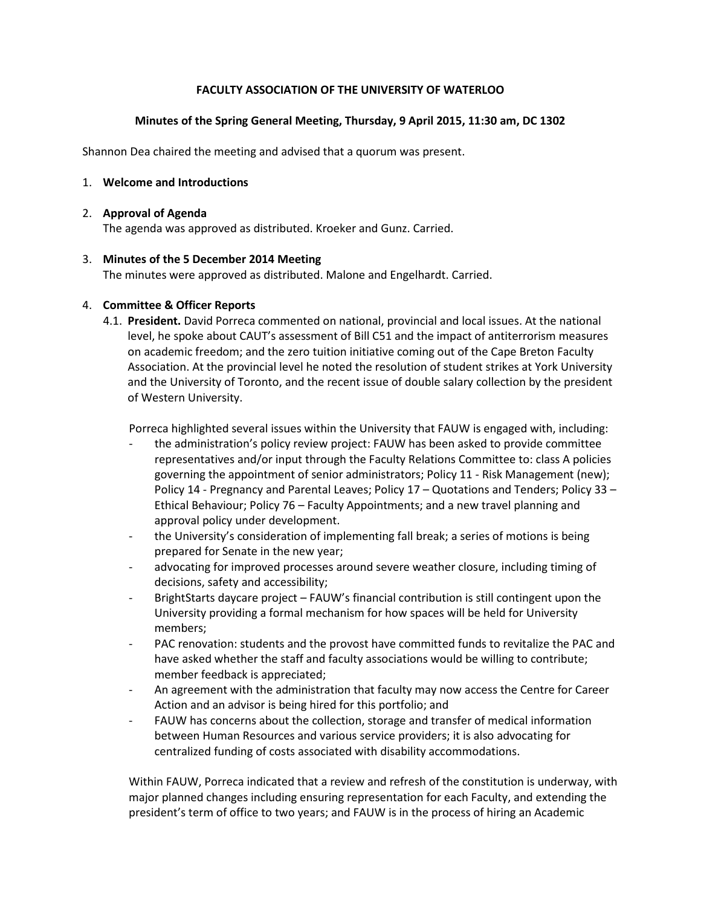**FACULTY ASSOCIATION OF THE UNIVERSITY OF WATERLOO**

**Minutes of the Spring General Meeting, Thursday, 9 April 2015, 11:30 am, DC 1302**

Shannon Dea chaired the meeting and advised that a quorum was present.

1. **Welcome and Introductions**

2. **Approval of Agenda**
   The agenda was approved as distributed. Kroeker and Gunz. Carried.

3. **Minutes of the 5 December 2014 Meeting**
   The minutes were approved as distributed. Malone and Engelhardt. Carried.

4. **Committee & Officer Reports**

   4.1. **President.** David Porreca commented on national, provincial and local issues. At the national level, he spoke about CAUT's assessment of Bill C51 and the impact of antiterrorism measures on academic freedom; and the zero tuition initiative coming out of the Cape Breton Faculty Association. At the provincial level he noted the resolution of student strikes at York University and the University of Toronto, and the recent issue of double salary collection by the president of Western University.

   Porreca highlighted several issues within the University that FAUW is engaged with, including:

   - the administration's policy review project: FAUW has been asked to provide committee representatives and/or input through the Faculty Relations Committee to: class A policies governing the appointment of senior administrators; Policy 11 - Risk Management (new); Policy 14 - Pregnancy and Parental Leaves; Policy 17 – Quotations and Tenders; Policy 33 – Ethical Behaviour; Policy 76 – Faculty Appointments; and a new travel planning and approval policy under development.
   - the University's consideration of implementing fall break; a series of motions is being prepared for Senate in the new year;
   - advocating for improved processes around severe weather closure, including timing of decisions, safety and accessibility;
   - BrightStarts daycare project – FAUW's financial contribution is still contingent upon the University providing a formal mechanism for how spaces will be held for University members;
   - PAC renovation: students and the provost have committed funds to revitalize the PAC and have asked whether the staff and faculty associations would be willing to contribute; member feedback is appreciated;
   - An agreement with the administration that faculty may now access the Centre for Career Action and an advisor is being hired for this portfolio; and
   - FAUW has concerns about the collection, storage and transfer of medical information between Human Resources and various service providers; it is also advocating for centralized funding of costs associated with disability accommodations.

   Within FAUW, Porreca indicated that a review and refresh of the constitution is underway, with major planned changes including ensuring representation for each Faculty, and extending the president's term of office to two years; and FAUW is in the process of hiring an Academic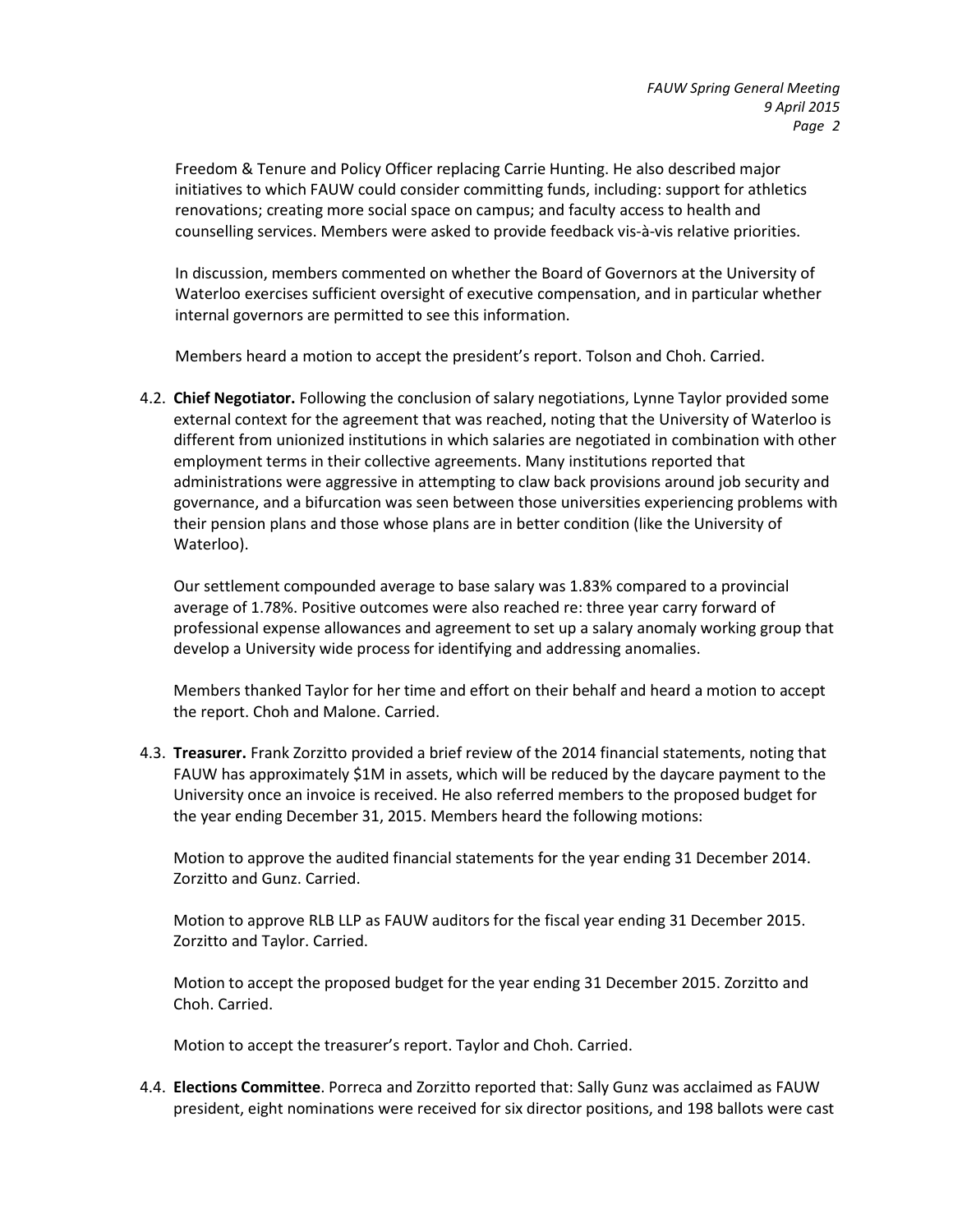Freedom & Tenure and Policy Officer replacing Carrie Hunting. He also described major initiatives to which FAUW could consider committing funds, including: support for athletics renovations; creating more social space on campus; and faculty access to health and counselling services. Members were asked to provide feedback vis-à-vis relative priorities.

In discussion, members commented on whether the Board of Governors at the University of Waterloo exercises sufficient oversight of executive compensation, and in particular whether internal governors are permitted to see this information.

Members heard a motion to accept the president's report. Tolson and Choh. Carried.

4.2. **Chief Negotiator.** Following the conclusion of salary negotiations, Lynne Taylor provided some external context for the agreement that was reached, noting that the University of Waterloo is different from unionized institutions in which salaries are negotiated in combination with other employment terms in their collective agreements. Many institutions reported that administrations were aggressive in attempting to claw back provisions around job security and governance, and a bifurcation was seen between those universities experiencing problems with their pension plans and those whose plans are in better condition (like the University of Waterloo).

Our settlement compounded average to base salary was 1.83% compared to a provincial average of 1.78%. Positive outcomes were also reached re: three year carry forward of professional expense allowances and agreement to set up a salary anomaly working group that develop a University wide process for identifying and addressing anomalies.

Members thanked Taylor for her time and effort on their behalf and heard a motion to accept the report. Choh and Malone. Carried.

4.3. **Treasurer.** Frank Zorzitto provided a brief review of the 2014 financial statements, noting that FAUW has approximately $1M in assets, which will be reduced by the daycare payment to the University once an invoice is received. He also referred members to the proposed budget for the year ending December 31, 2015. Members heard the following motions:

Motion to approve the audited financial statements for the year ending 31 December 2014. Zorzitto and Gunz. Carried.

Motion to approve RLB LLP as FAUW auditors for the fiscal year ending 31 December 2015. Zorzitto and Taylor. Carried.

Motion to accept the proposed budget for the year ending 31 December 2015. Zorzitto and Choh. Carried.

Motion to accept the treasurer's report. Taylor and Choh. Carried.

4.4. **Elections Committee**. Porreca and Zorzitto reported that: Sally Gunz was acclaimed as FAUW president, eight nominations were received for six director positions, and 198 ballots were cast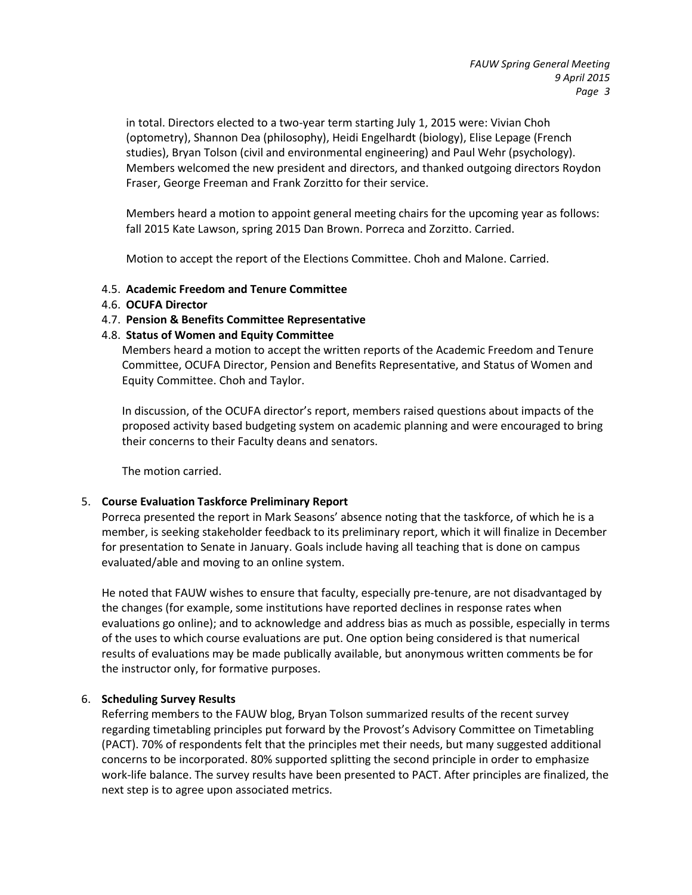in total. Directors elected to a two-year term starting July 1, 2015 were: Vivian Choh (optometry), Shannon Dea (philosophy), Heidi Engelhardt (biology), Elise Lepage (French studies), Bryan Tolson (civil and environmental engineering) and Paul Wehr (psychology). Members welcomed the new president and directors, and thanked outgoing directors Roydon Fraser, George Freeman and Frank Zorzitto for their service.

Members heard a motion to appoint general meeting chairs for the upcoming year as follows: fall 2015 Kate Lawson, spring 2015 Dan Brown. Porreca and Zorzitto. Carried.

Motion to accept the report of the Elections Committee. Choh and Malone. Carried.

4.5. **Academic Freedom and Tenure Committee**

4.6. **OCUFA Director**

4.7. **Pension & Benefits Committee Representative**

4.8. **Status of Women and Equity Committee**

Members heard a motion to accept the written reports of the Academic Freedom and Tenure Committee, OCUFA Director, Pension and Benefits Representative, and Status of Women and Equity Committee. Choh and Taylor.

In discussion, of the OCUFA director's report, members raised questions about impacts of the proposed activity based budgeting system on academic planning and were encouraged to bring their concerns to their Faculty deans and senators.

The motion carried.

5. **Course Evaluation Taskforce Preliminary Report**

Porreca presented the report in Mark Seasons' absence noting that the taskforce, of which he is a member, is seeking stakeholder feedback to its preliminary report, which it will finalize in December for presentation to Senate in January. Goals include having all teaching that is done on campus evaluated/able and moving to an online system.

He noted that FAUW wishes to ensure that faculty, especially pre-tenure, are not disadvantaged by the changes (for example, some institutions have reported declines in response rates when evaluations go online); and to acknowledge and address bias as much as possible, especially in terms of the uses to which course evaluations are put. One option being considered is that numerical results of evaluations may be made publically available, but anonymous written comments be for the instructor only, for formative purposes.

6. **Scheduling Survey Results**

Referring members to the FAUW blog, Bryan Tolson summarized results of the recent survey regarding timetabling principles put forward by the Provost's Advisory Committee on Timetabling (PACT). 70% of respondents felt that the principles met their needs, but many suggested additional concerns to be incorporated. 80% supported splitting the second principle in order to emphasize work-life balance. The survey results have been presented to PACT. After principles are finalized, the next step is to agree upon associated metrics.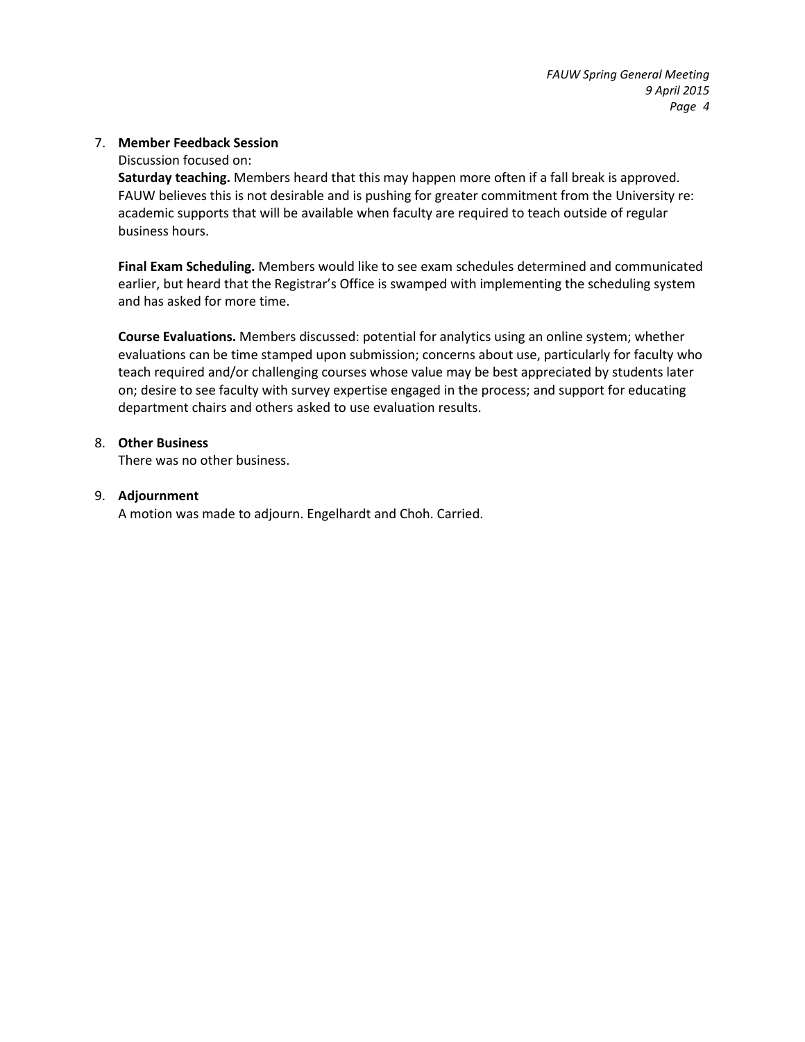7. **Member Feedback Session**

   Discussion focused on:

   **Saturday teaching.** Members heard that this may happen more often if a fall break is approved. FAUW believes this is not desirable and is pushing for greater commitment from the University re: academic supports that will be available when faculty are required to teach outside of regular business hours.

   **Final Exam Scheduling.** Members would like to see exam schedules determined and communicated earlier, but heard that the Registrar's Office is swamped with implementing the scheduling system and has asked for more time.

   **Course Evaluations.** Members discussed: potential for analytics using an online system; whether evaluations can be time stamped upon submission; concerns about use, particularly for faculty who teach required and/or challenging courses whose value may be best appreciated by students later on; desire to see faculty with survey expertise engaged in the process; and support for educating department chairs and others asked to use evaluation results.

8. **Other Business**

   There was no other business.

9. **Adjournment**

   A motion was made to adjourn. Engelhardt and Choh. Carried.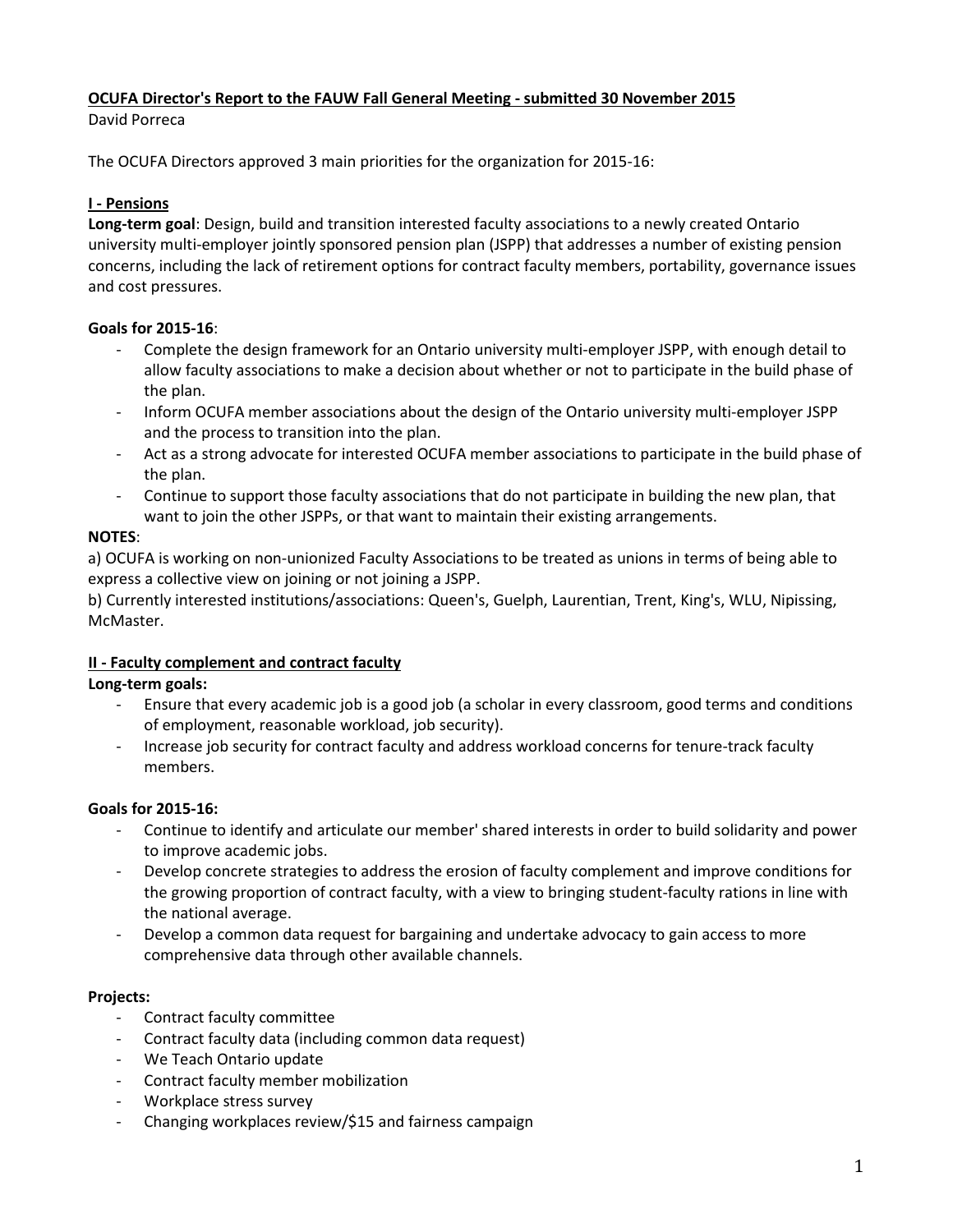**OCUFA Director's Report to the FAUW Fall General Meeting - submitted 30 November 2015**

David Porreca

The OCUFA Directors approved 3 main priorities for the organization for 2015-16:

**I - Pensions**

**Long-term goal**: Design, build and transition interested faculty associations to a newly created Ontario university multi-employer jointly sponsored pension plan (JSPP) that addresses a number of existing pension concerns, including the lack of retirement options for contract faculty members, portability, governance issues and cost pressures.

**Goals for 2015-16**:

- Complete the design framework for an Ontario university multi-employer JSPP, with enough detail to allow faculty associations to make a decision about whether or not to participate in the build phase of the plan.
- Inform OCUFA member associations about the design of the Ontario university multi-employer JSPP and the process to transition into the plan.
- Act as a strong advocate for interested OCUFA member associations to participate in the build phase of the plan.
- Continue to support those faculty associations that do not participate in building the new plan, that want to join the other JSPPs, or that want to maintain their existing arrangements.

**NOTES**:

a) OCUFA is working on non-unionized Faculty Associations to be treated as unions in terms of being able to express a collective view on joining or not joining a JSPP.

b) Currently interested institutions/associations: Queen's, Guelph, Laurentian, Trent, King's, WLU, Nipissing, McMaster.

**II - Faculty complement and contract faculty**

**Long-term goals:**

- Ensure that every academic job is a good job (a scholar in every classroom, good terms and conditions of employment, reasonable workload, job security).
- Increase job security for contract faculty and address workload concerns for tenure-track faculty members.

**Goals for 2015-16:**

- Continue to identify and articulate our member' shared interests in order to build solidarity and power to improve academic jobs.
- Develop concrete strategies to address the erosion of faculty complement and improve conditions for the growing proportion of contract faculty, with a view to bringing student-faculty rations in line with the national average.
- Develop a common data request for bargaining and undertake advocacy to gain access to more comprehensive data through other available channels.

**Projects:**

- Contract faculty committee
- Contract faculty data (including common data request)
- We Teach Ontario update
- Contract faculty member mobilization
- Workplace stress survey
- Changing workplaces review/$15 and fairness campaign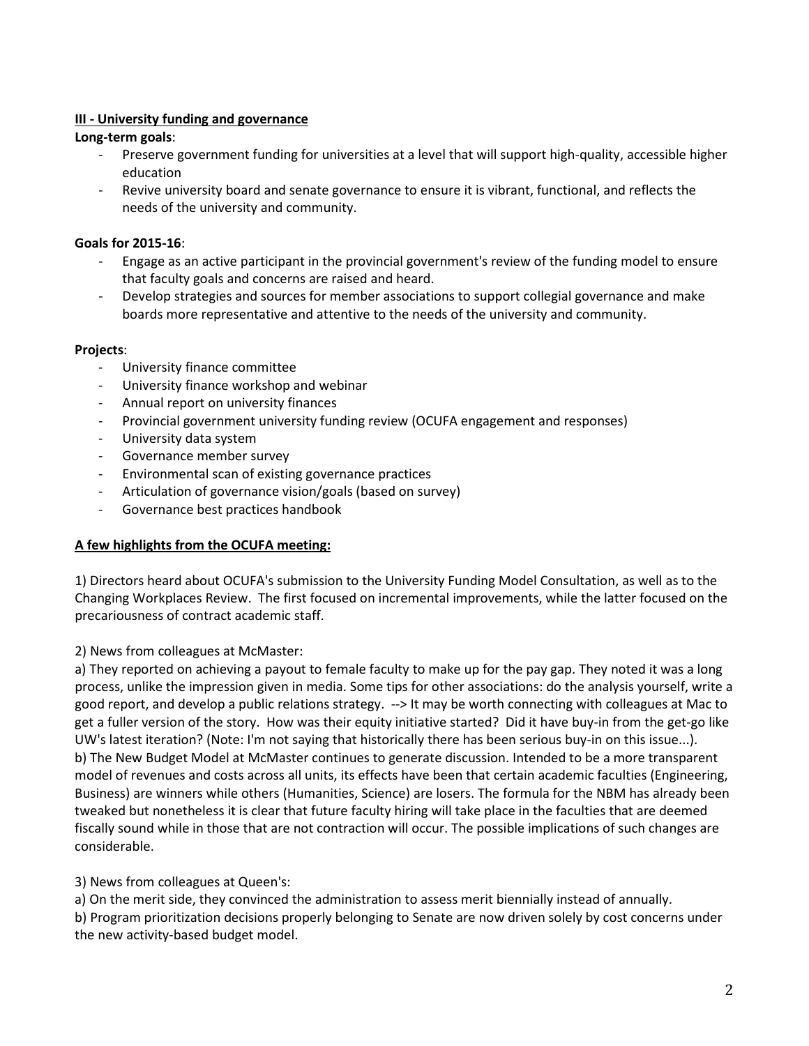**III - University funding and governance**

**Long-term goals**:

- Preserve government funding for universities at a level that will support high-quality, accessible higher education
- Revive university board and senate governance to ensure it is vibrant, functional, and reflects the needs of the university and community.

**Goals for 2015-16**:

- Engage as an active participant in the provincial government's review of the funding model to ensure that faculty goals and concerns are raised and heard.
- Develop strategies and sources for member associations to support collegial governance and make boards more representative and attentive to the needs of the university and community.

**Projects**:

- University finance committee
- University finance workshop and webinar
- Annual report on university finances
- Provincial government university funding review (OCUFA engagement and responses)
- University data system
- Governance member survey
- Environmental scan of existing governance practices
- Articulation of governance vision/goals (based on survey)
- Governance best practices handbook

**A few highlights from the OCUFA meeting:**

1) Directors heard about OCUFA's submission to the University Funding Model Consultation, as well as to the Changing Workplaces Review. The first focused on incremental improvements, while the latter focused on the precariousness of contract academic staff.

2) News from colleagues at McMaster:
a) They reported on achieving a payout to female faculty to make up for the pay gap. They noted it was a long process, unlike the impression given in media. Some tips for other associations: do the analysis yourself, write a good report, and develop a public relations strategy. --> It may be worth connecting with colleagues at Mac to get a fuller version of the story. How was their equity initiative started? Did it have buy-in from the get-go like UW's latest iteration? (Note: I'm not saying that historically there has been serious buy-in on this issue...).
b) The New Budget Model at McMaster continues to generate discussion. Intended to be a more transparent model of revenues and costs across all units, its effects have been that certain academic faculties (Engineering, Business) are winners while others (Humanities, Science) are losers. The formula for the NBM has already been tweaked but nonetheless it is clear that future faculty hiring will take place in the faculties that are deemed fiscally sound while in those that are not contraction will occur. The possible implications of such changes are considerable.

3) News from colleagues at Queen's:
a) On the merit side, they convinced the administration to assess merit biennially instead of annually.
b) Program prioritization decisions properly belonging to Senate are now driven solely by cost concerns under the new activity-based budget model.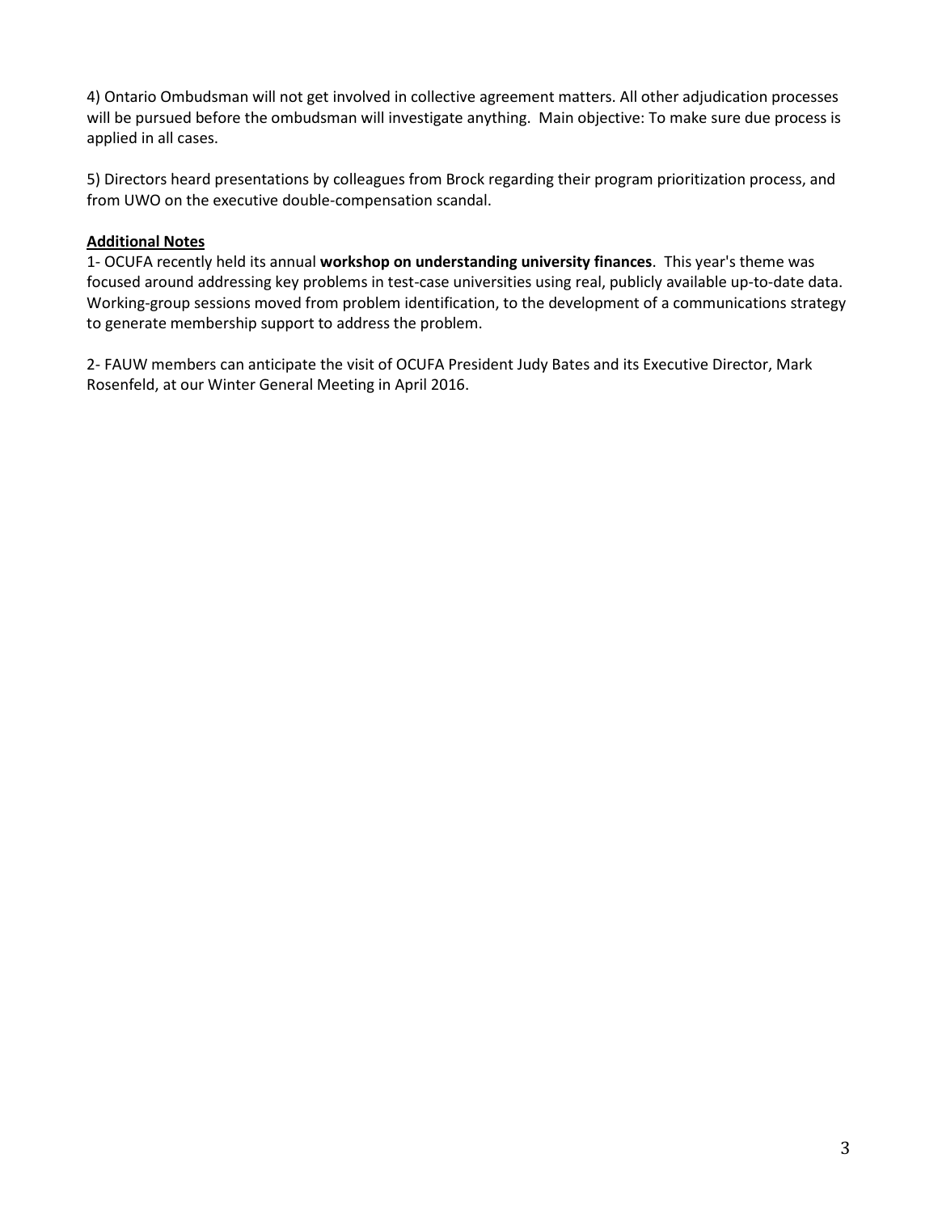4) Ontario Ombudsman will not get involved in collective agreement matters. All other adjudication processes will be pursued before the ombudsman will investigate anything. Main objective: To make sure due process is applied in all cases.

5) Directors heard presentations by colleagues from Brock regarding their program prioritization process, and from UWO on the executive double-compensation scandal.

**Additional Notes**

1- OCUFA recently held its annual **workshop on understanding university finances**. This year's theme was focused around addressing key problems in test-case universities using real, publicly available up-to-date data. Working-group sessions moved from problem identification, to the development of a communications strategy to generate membership support to address the problem.

2- FAUW members can anticipate the visit of OCUFA President Judy Bates and its Executive Director, Mark Rosenfeld, at our Winter General Meeting in April 2016.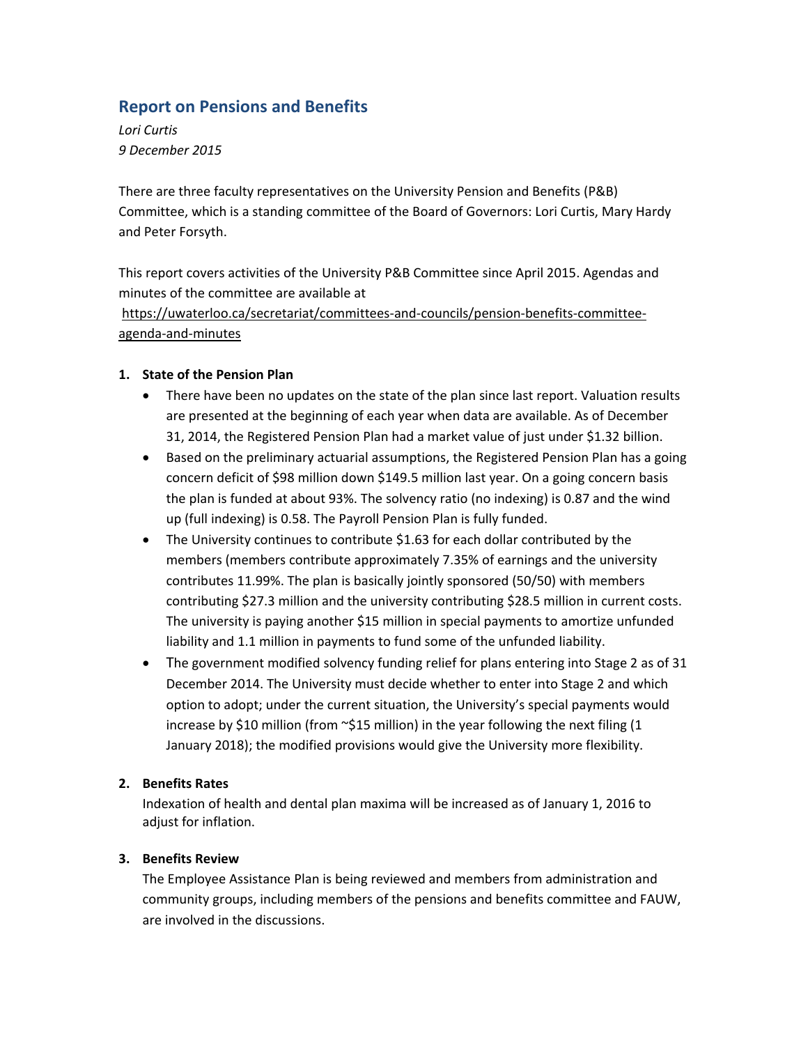## Report on Pensions and Benefits

*Lori Curtis*
*9 December 2015*

There are three faculty representatives on the University Pension and Benefits (P&B) Committee, which is a standing committee of the Board of Governors: Lori Curtis, Mary Hardy and Peter Forsyth.

This report covers activities of the University P&B Committee since April 2015. Agendas and minutes of the committee are available at
https://uwaterloo.ca/secretariat/committees-and-councils/pension-benefits-committee-agenda-and-minutes

1. **State of the Pension Plan**
   - There have been no updates on the state of the plan since last report. Valuation results are presented at the beginning of each year when data are available. As of December 31, 2014, the Registered Pension Plan had a market value of just under $1.32 billion.
   - Based on the preliminary actuarial assumptions, the Registered Pension Plan has a going concern deficit of $98 million down $149.5 million last year. On a going concern basis the plan is funded at about 93%. The solvency ratio (no indexing) is 0.87 and the wind up (full indexing) is 0.58. The Payroll Pension Plan is fully funded.
   - The University continues to contribute $1.63 for each dollar contributed by the members (members contribute approximately 7.35% of earnings and the university contributes 11.99%. The plan is basically jointly sponsored (50/50) with members contributing $27.3 million and the university contributing $28.5 million in current costs. The university is paying another $15 million in special payments to amortize unfunded liability and 1.1 million in payments to fund some of the unfunded liability.
   - The government modified solvency funding relief for plans entering into Stage 2 as of 31 December 2014. The University must decide whether to enter into Stage 2 and which option to adopt; under the current situation, the University's special payments would increase by $10 million (from ~$15 million) in the year following the next filing (1 January 2018); the modified provisions would give the University more flexibility.

2. **Benefits Rates**

   Indexation of health and dental plan maxima will be increased as of January 1, 2016 to adjust for inflation.

3. **Benefits Review**

   The Employee Assistance Plan is being reviewed and members from administration and community groups, including members of the pensions and benefits committee and FAUW, are involved in the discussions.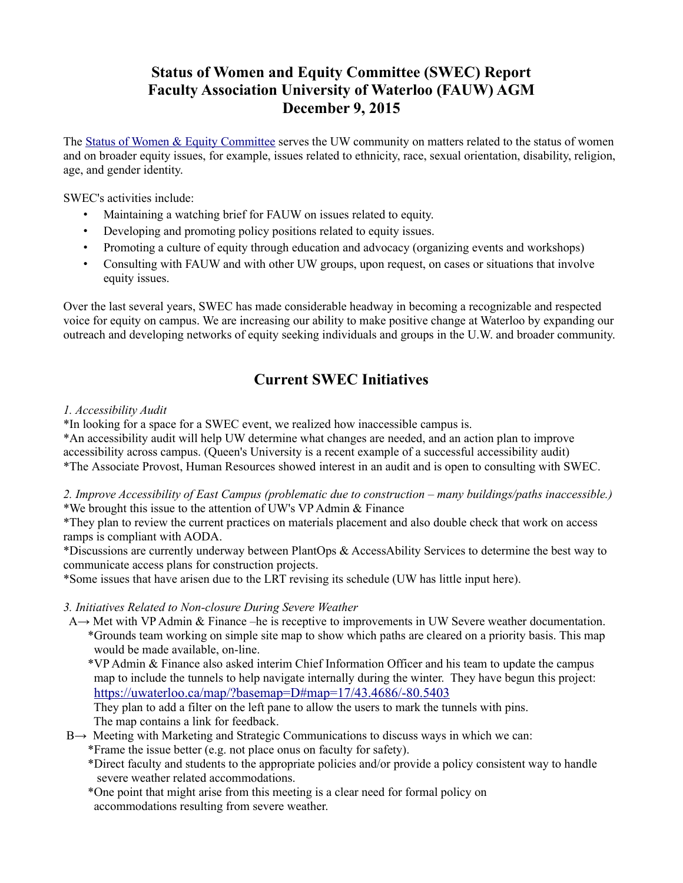# Status of Women and Equity Committee (SWEC) Report
# Faculty Association University of Waterloo (FAUW) AGM
# December 9, 2015

The [Status of Women & Equity Committee](#) serves the UW community on matters related to the status of women and on broader equity issues, for example, issues related to ethnicity, race, sexual orientation, disability, religion, age, and gender identity.

SWEC's activities include:

- Maintaining a watching brief for FAUW on issues related to equity.
- Developing and promoting policy positions related to equity issues.
- Promoting a culture of equity through education and advocacy (organizing events and workshops)
- Consulting with FAUW and with other UW groups, upon request, on cases or situations that involve equity issues.

Over the last several years, SWEC has made considerable headway in becoming a recognizable and respected voice for equity on campus. We are increasing our ability to make positive change at Waterloo by expanding our outreach and developing networks of equity seeking individuals and groups in the U.W. and broader community.

## Current SWEC Initiatives

*1. Accessibility Audit*

*In looking for a space for a SWEC event, we realized how inaccessible campus is.
*An accessibility audit will help UW determine what changes are needed, and an action plan to improve accessibility across campus. (Queen's University is a recent example of a successful accessibility audit)
*The Associate Provost, Human Resources showed interest in an audit and is open to consulting with SWEC.

*2. Improve Accessibility of East Campus (problematic due to construction – many buildings/paths inaccessible.)*

*We brought this issue to the attention of UW's VP Admin & Finance
*They plan to review the current practices on materials placement and also double check that work on access ramps is compliant with AODA.
*Discussions are currently underway between PlantOps & AccessAbility Services to determine the best way to communicate access plans for construction projects.
*Some issues that have arisen due to the LRT revising its schedule (UW has little input here).

*3. Initiatives Related to Non-closure During Severe Weather*

A→ Met with VP Admin & Finance –he is receptive to improvements in UW Severe weather documentation.
*Grounds team working on simple site map to show which paths are cleared on a priority basis. This map would be made available, on-line.
*VP Admin & Finance also asked interim Chief Information Officer and his team to update the campus map to include the tunnels to help navigate internally during the winter. They have begun this project: [https://uwaterloo.ca/map/?basemap=D#map=17/43.4686/-80.5403](https://uwaterloo.ca/map/?basemap=D#map=17/43.4686/-80.5403)
They plan to add a filter on the left pane to allow the users to mark the tunnels with pins.
The map contains a link for feedback.

B→ Meeting with Marketing and Strategic Communications to discuss ways in which we can:
*Frame the issue better (e.g. not place onus on faculty for safety).
*Direct faculty and students to the appropriate policies and/or provide a policy consistent way to handle severe weather related accommodations.
*One point that might arise from this meeting is a clear need for formal policy on accommodations resulting from severe weather.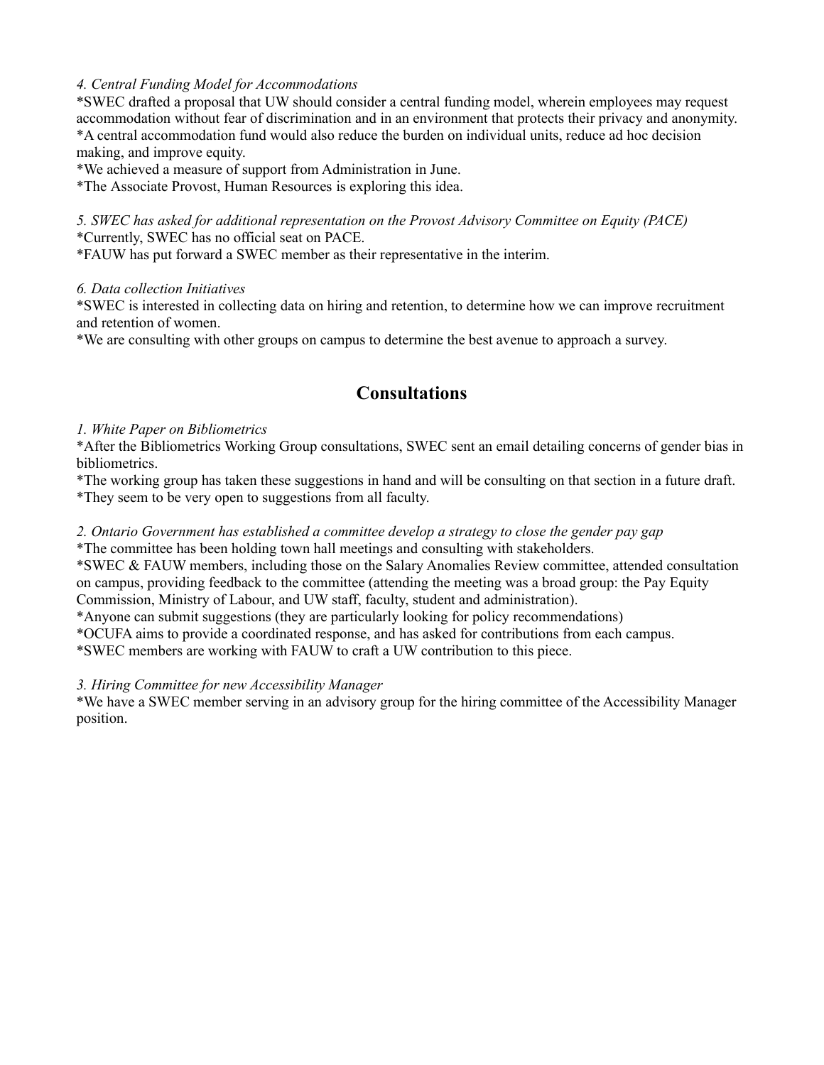*4. Central Funding Model for Accommodations*

*SWEC drafted a proposal that UW should consider a central funding model, wherein employees may request accommodation without fear of discrimination and in an environment that protects their privacy and anonymity.
*A central accommodation fund would also reduce the burden on individual units, reduce ad hoc decision making, and improve equity.
*We achieved a measure of support from Administration in June.
*The Associate Provost, Human Resources is exploring this idea.

*5. SWEC has asked for additional representation on the Provost Advisory Committee on Equity (PACE)*

*Currently, SWEC has no official seat on PACE.
*FAUW has put forward a SWEC member as their representative in the interim.

*6. Data collection Initiatives*

*SWEC is interested in collecting data on hiring and retention, to determine how we can improve recruitment and retention of women.
*We are consulting with other groups on campus to determine the best avenue to approach a survey.

## Consultations

*1. White Paper on Bibliometrics*

*After the Bibliometrics Working Group consultations, SWEC sent an email detailing concerns of gender bias in bibliometrics.
*The working group has taken these suggestions in hand and will be consulting on that section in a future draft.
*They seem to be very open to suggestions from all faculty.

*2. Ontario Government has established a committee develop a strategy to close the gender pay gap*

*The committee has been holding town hall meetings and consulting with stakeholders.
*SWEC & FAUW members, including those on the Salary Anomalies Review committee, attended consultation on campus, providing feedback to the committee (attending the meeting was a broad group: the Pay Equity Commission, Ministry of Labour, and UW staff, faculty, student and administration).
*Anyone can submit suggestions (they are particularly looking for policy recommendations)
*OCUFA aims to provide a coordinated response, and has asked for contributions from each campus.
*SWEC members are working with FAUW to craft a UW contribution to this piece.

*3. Hiring Committee for new Accessibility Manager*

*We have a SWEC member serving in an advisory group for the hiring committee of the Accessibility Manager position.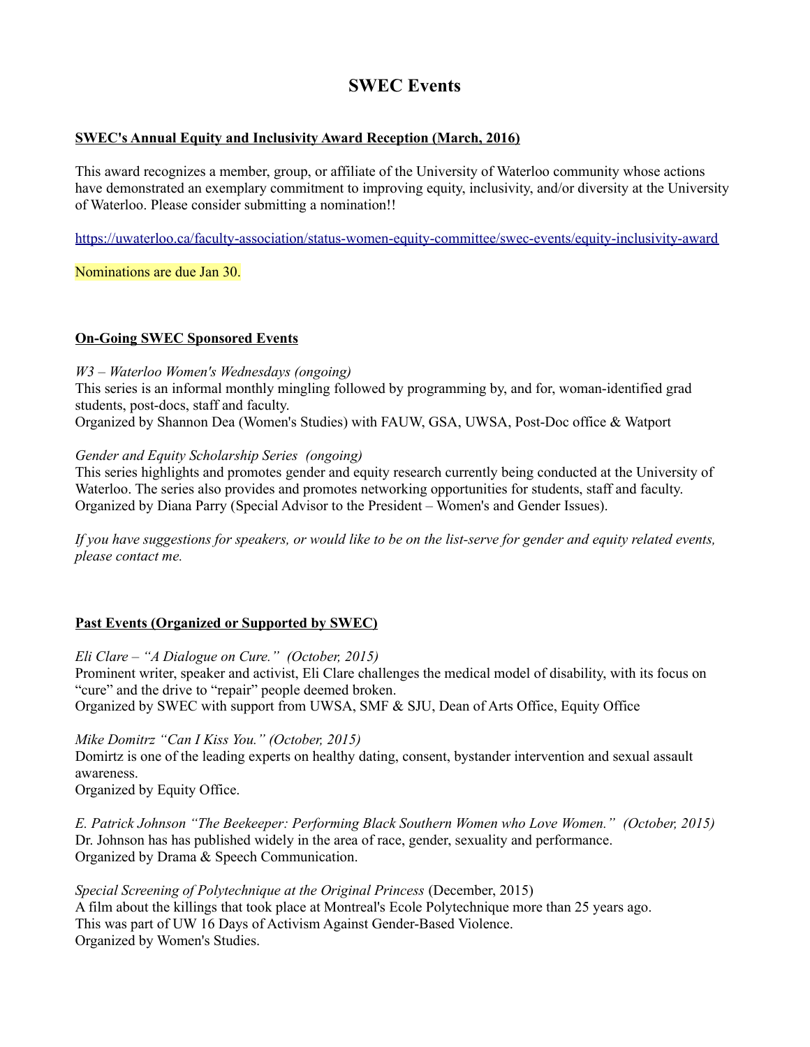# SWEC Events

**SWEC's Annual Equity and Inclusivity Award Reception (March, 2016)**

This award recognizes a member, group, or affiliate of the University of Waterloo community whose actions have demonstrated an exemplary commitment to improving equity, inclusivity, and/or diversity at the University of Waterloo. Please consider submitting a nomination!!

https://uwaterloo.ca/faculty-association/status-women-equity-committee/swec-events/equity-inclusivity-award

Nominations are due Jan 30.

**On-Going SWEC Sponsored Events**

*W3 – Waterloo Women's Wednesdays (ongoing)*
This series is an informal monthly mingling followed by programming by, and for, woman-identified grad students, post-docs, staff and faculty.
Organized by Shannon Dea (Women's Studies) with FAUW, GSA, UWSA, Post-Doc office & Watport

*Gender and Equity Scholarship Series (ongoing)*
This series highlights and promotes gender and equity research currently being conducted at the University of Waterloo. The series also provides and promotes networking opportunities for students, staff and faculty.
Organized by Diana Parry (Special Advisor to the President – Women's and Gender Issues).

*If you have suggestions for speakers, or would like to be on the list-serve for gender and equity related events, please contact me.*

**Past Events (Organized or Supported by SWEC)**

*Eli Clare – "A Dialogue on Cure." (October, 2015)*
Prominent writer, speaker and activist, Eli Clare challenges the medical model of disability, with its focus on "cure" and the drive to "repair" people deemed broken.
Organized by SWEC with support from UWSA, SMF & SJU, Dean of Arts Office, Equity Office

*Mike Domitrz "Can I Kiss You." (October, 2015)*
Domirtz is one of the leading experts on healthy dating, consent, bystander intervention and sexual assault awareness.
Organized by Equity Office.

*E. Patrick Johnson "The Beekeeper: Performing Black Southern Women who Love Women." (October, 2015)*
Dr. Johnson has has published widely in the area of race, gender, sexuality and performance.
Organized by Drama & Speech Communication.

*Special Screening of Polytechnique at the Original Princess* (December, 2015)
A film about the killings that took place at Montreal's Ecole Polytechnique more than 25 years ago.
This was part of UW 16 Days of Activism Against Gender-Based Violence.
Organized by Women's Studies.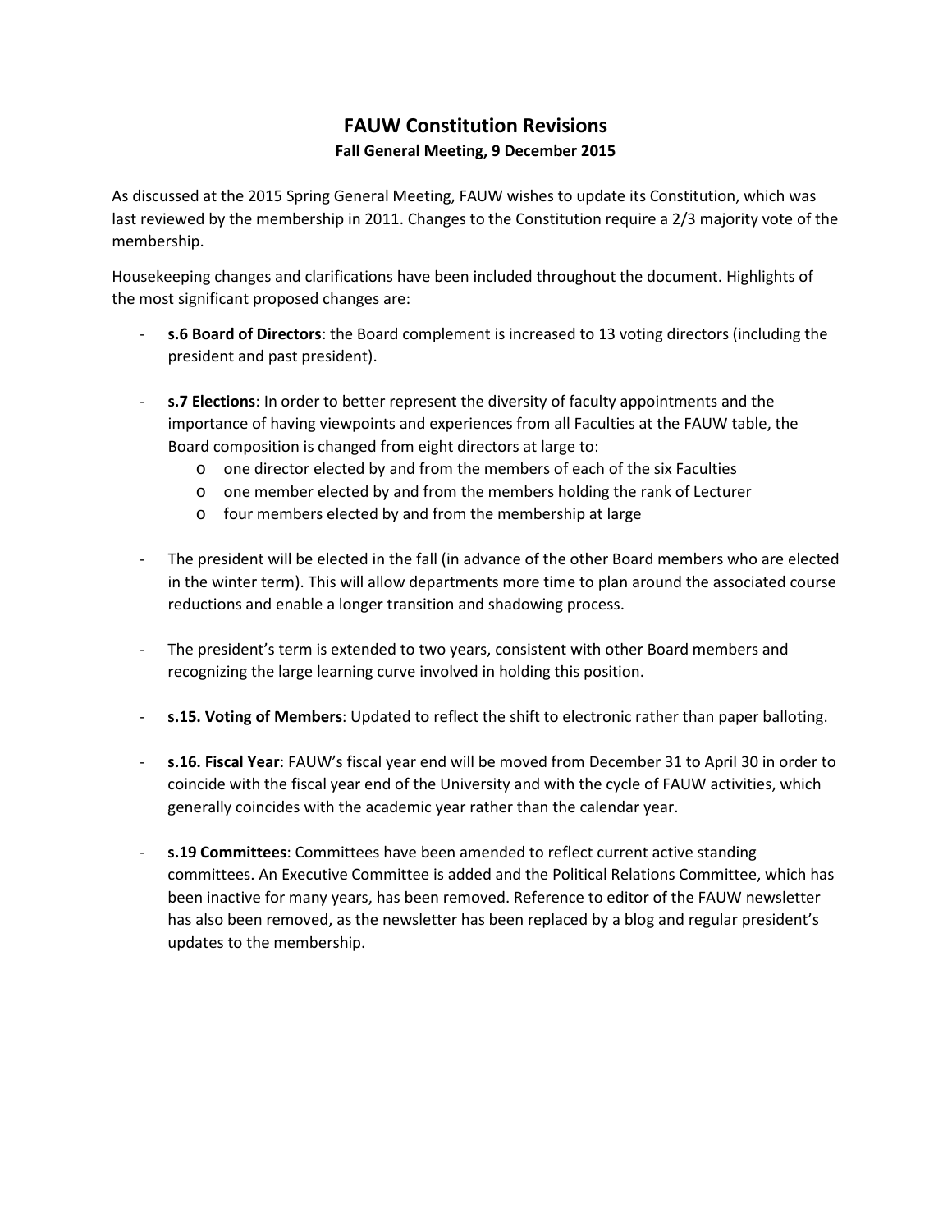# FAUW Constitution Revisions

**Fall General Meeting, 9 December 2015**

As discussed at the 2015 Spring General Meeting, FAUW wishes to update its Constitution, which was last reviewed by the membership in 2011. Changes to the Constitution require a 2/3 majority vote of the membership.

Housekeeping changes and clarifications have been included throughout the document. Highlights of the most significant proposed changes are:

- **s.6 Board of Directors**: the Board complement is increased to 13 voting directors (including the president and past president).
- **s.7 Elections**: In order to better represent the diversity of faculty appointments and the importance of having viewpoints and experiences from all Faculties at the FAUW table, the Board composition is changed from eight directors at large to:
    - one director elected by and from the members of each of the six Faculties
    - one member elected by and from the members holding the rank of Lecturer
    - four members elected by and from the membership at large
- The president will be elected in the fall (in advance of the other Board members who are elected in the winter term). This will allow departments more time to plan around the associated course reductions and enable a longer transition and shadowing process.
- The president's term is extended to two years, consistent with other Board members and recognizing the large learning curve involved in holding this position.
- **s.15. Voting of Members**: Updated to reflect the shift to electronic rather than paper balloting.
- **s.16. Fiscal Year**: FAUW's fiscal year end will be moved from December 31 to April 30 in order to coincide with the fiscal year end of the University and with the cycle of FAUW activities, which generally coincides with the academic year rather than the calendar year.
- **s.19 Committees**: Committees have been amended to reflect current active standing committees. An Executive Committee is added and the Political Relations Committee, which has been inactive for many years, has been removed. Reference to editor of the FAUW newsletter has also been removed, as the newsletter has been replaced by a blog and regular president's updates to the membership.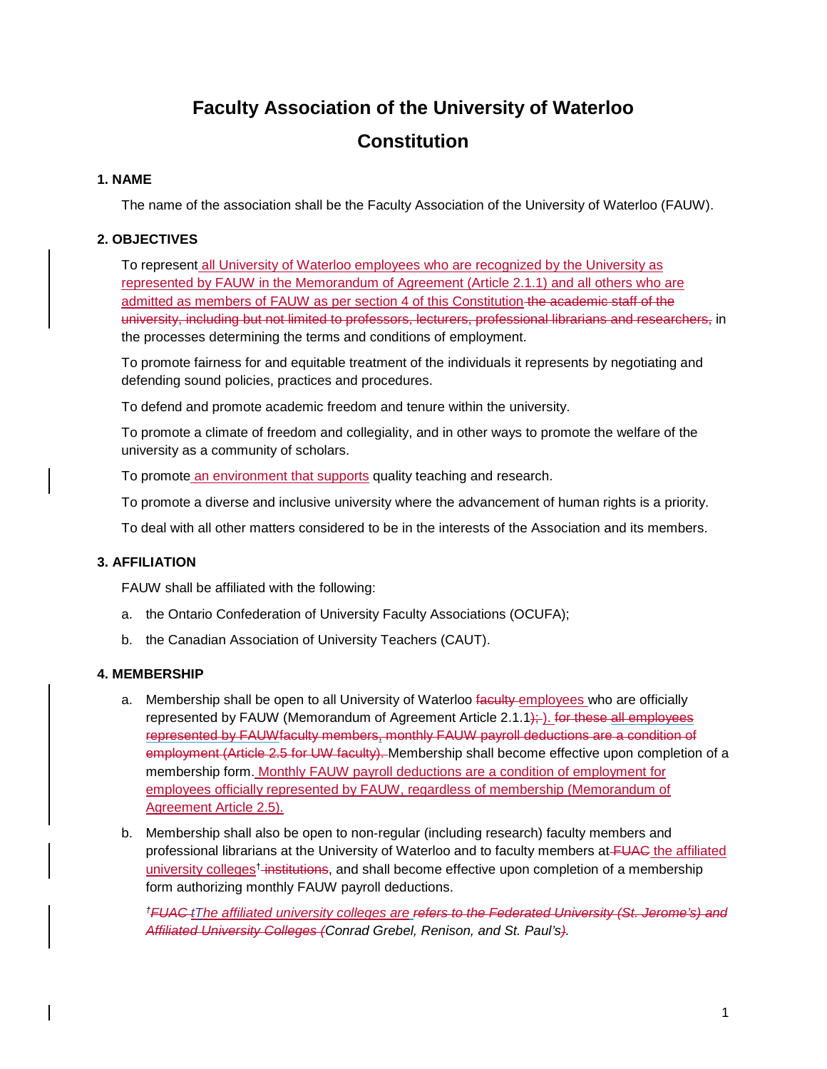# Faculty Association of the University of Waterloo

# Constitution

## 1. NAME

The name of the association shall be the Faculty Association of the University of Waterloo (FAUW).

## 2. OBJECTIVES

To represent all University of Waterloo employees who are recognized by the University as represented by FAUW in the Memorandum of Agreement (Article 2.1.1) and all others who are admitted as members of FAUW as per section 4 of this Constitution ~~the academic staff of the university, including but not limited to professors, lecturers, professional librarians and researchers,~~ in the processes determining the terms and conditions of employment.

To promote fairness for and equitable treatment of the individuals it represents by negotiating and defending sound policies, practices and procedures.

To defend and promote academic freedom and tenure within the university.

To promote a climate of freedom and collegiality, and in other ways to promote the welfare of the university as a community of scholars.

To promote an environment that supports quality teaching and research.

To promote a diverse and inclusive university where the advancement of human rights is a priority.

To deal with all other matters considered to be in the interests of the Association and its members.

## 3. AFFILIATION

FAUW shall be affiliated with the following:

a. the Ontario Confederation of University Faculty Associations (OCUFA);

b. the Canadian Association of University Teachers (CAUT).

## 4. MEMBERSHIP

a. Membership shall be open to all University of Waterloo ~~faculty~~ employees who are officially represented by FAUW (Memorandum of Agreement Article 2.1.1~~);~~ ). ~~for these all employees represented by FAUWfaculty members, monthly FAUW payroll deductions are a condition of employment (Article 2.5 for UW faculty).~~ Membership shall become effective upon completion of a membership form. Monthly FAUW payroll deductions are a condition of employment for employees officially represented by FAUW, regardless of membership (Memorandum of Agreement Article 2.5).

b. Membership shall also be open to non-regular (including research) faculty members and professional librarians at the University of Waterloo and to faculty members at ~~FUAC~~ the affiliated university colleges† ~~institutions~~, and shall become effective upon completion of a membership form authorizing monthly FAUW payroll deductions.

*†~~FUAC t~~The affiliated university colleges are ~~refers to the Federated University (St. Jerome's) and Affiliated University Colleges (~~Conrad Grebel, Renison, and St. Paul's~~)~~.*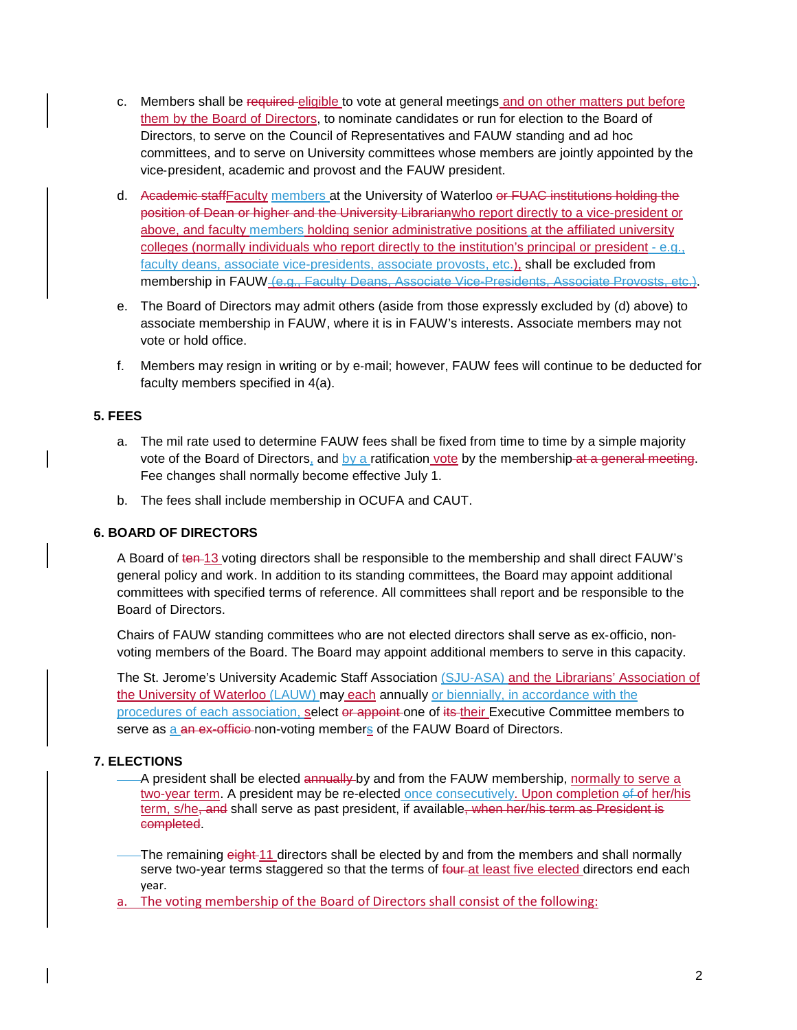c. Members shall be ~~required~~ eligible to vote at general meetings and on other matters put before them by the Board of Directors, to nominate candidates or run for election to the Board of Directors, to serve on the Council of Representatives and FAUW standing and ad hoc committees, and to serve on University committees whose members are jointly appointed by the vice-president, academic and provost and the FAUW president.

d. ~~Academic staff~~Faculty members at the University of Waterloo ~~or FUAC institutions holding the position of Dean or higher and the University Librarian~~who report directly to a vice-president or above, and faculty members holding senior administrative positions at the affiliated university colleges (normally individuals who report directly to the institution's principal or president - e.g., faculty deans, associate vice-presidents, associate provosts, etc.), shall be excluded from membership in FAUW ~~(e.g., Faculty Deans, Associate Vice-Presidents, Associate Provosts, etc.)~~.

e. The Board of Directors may admit others (aside from those expressly excluded by (d) above) to associate membership in FAUW, where it is in FAUW's interests. Associate members may not vote or hold office.

f. Members may resign in writing or by e-mail; however, FAUW fees will continue to be deducted for faculty members specified in 4(a).

### 5. FEES

a. The mil rate used to determine FAUW fees shall be fixed from time to time by a simple majority vote of the Board of Directors, and by a ratification vote by the membership ~~at a general meeting~~. Fee changes shall normally become effective July 1.

b. The fees shall include membership in OCUFA and CAUT.

### 6. BOARD OF DIRECTORS

A Board of ~~ten~~ 13 voting directors shall be responsible to the membership and shall direct FAUW's general policy and work. In addition to its standing committees, the Board may appoint additional committees with specified terms of reference. All committees shall report and be responsible to the Board of Directors.

Chairs of FAUW standing committees who are not elected directors shall serve as ex-officio, non-voting members of the Board. The Board may appoint additional members to serve in this capacity.

The St. Jerome's University Academic Staff Association (SJU-ASA) and the Librarians' Association of the University of Waterloo (LAUW) may each annually or biennially, in accordance with the procedures of each association, select ~~or appoint~~ one of ~~its~~ their Executive Committee members to serve as a ~~an ex-officio~~ non-voting members of the FAUW Board of Directors.

### 7. ELECTIONS

A president shall be elected ~~annually~~ by and from the FAUW membership, normally to serve a two-year term. A president may be re-elected once consecutively. Upon completion ~~of~~ of her/his term, s/he~~, and~~ shall serve as past president, if available~~, when her/his term as President is completed~~.

The remaining ~~eight~~ 11 directors shall be elected by and from the members and shall normally serve two-year terms staggered so that the terms of ~~four~~ at least five elected directors end each year.

a. The voting membership of the Board of Directors shall consist of the following: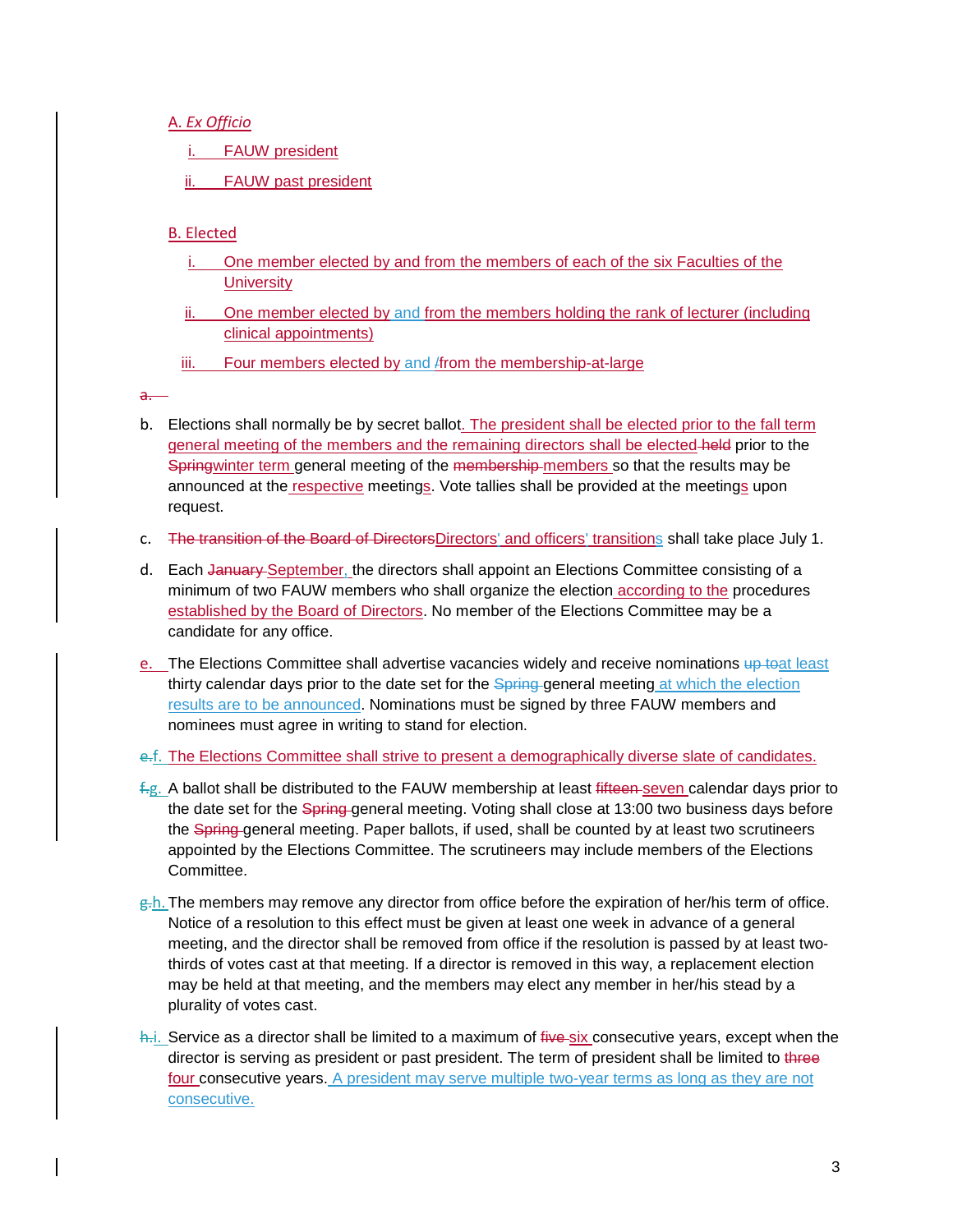A. *Ex Officio*

i. FAUW president

ii. FAUW past president

B. Elected

i. One member elected by and from the members of each of the six Faculties of the University

ii. One member elected by and from the members holding the rank of lecturer (including clinical appointments)

iii. Four members elected by and ~~/~~from the membership-at-large

~~a.~~

b. Elections shall normally be by secret ballot. The president shall be elected prior to the fall term general meeting of the members and the remaining directors shall be elected ~~held~~ prior to the ~~Spring~~winter term general meeting of the ~~membership~~ members so that the results may be announced at the respective meetings. Vote tallies shall be provided at the meetings upon request.

c. ~~The transition of the Board of Directors~~Directors' and officers' transitions shall take place July 1.

d. Each ~~January~~ September, the directors shall appoint an Elections Committee consisting of a minimum of two FAUW members who shall organize the election according to the procedures established by the Board of Directors. No member of the Elections Committee may be a candidate for any office.

e. The Elections Committee shall advertise vacancies widely and receive nominations ~~up to~~at least thirty calendar days prior to the date set for the ~~Spring~~ general meeting at which the election results are to be announced. Nominations must be signed by three FAUW members and nominees must agree in writing to stand for election.

~~e.~~f. The Elections Committee shall strive to present a demographically diverse slate of candidates.

~~f.~~g. A ballot shall be distributed to the FAUW membership at least ~~fifteen~~ seven calendar days prior to the date set for the ~~Spring~~ general meeting. Voting shall close at 13:00 two business days before the ~~Spring~~ general meeting. Paper ballots, if used, shall be counted by at least two scrutineers appointed by the Elections Committee. The scrutineers may include members of the Elections Committee.

~~g.~~h. The members may remove any director from office before the expiration of her/his term of office. Notice of a resolution to this effect must be given at least one week in advance of a general meeting, and the director shall be removed from office if the resolution is passed by at least two-thirds of votes cast at that meeting. If a director is removed in this way, a replacement election may be held at that meeting, and the members may elect any member in her/his stead by a plurality of votes cast.

~~h.~~i. Service as a director shall be limited to a maximum of ~~five~~ six consecutive years, except when the director is serving as president or past president. The term of president shall be limited to ~~three~~ four consecutive years. A president may serve multiple two-year terms as long as they are not consecutive.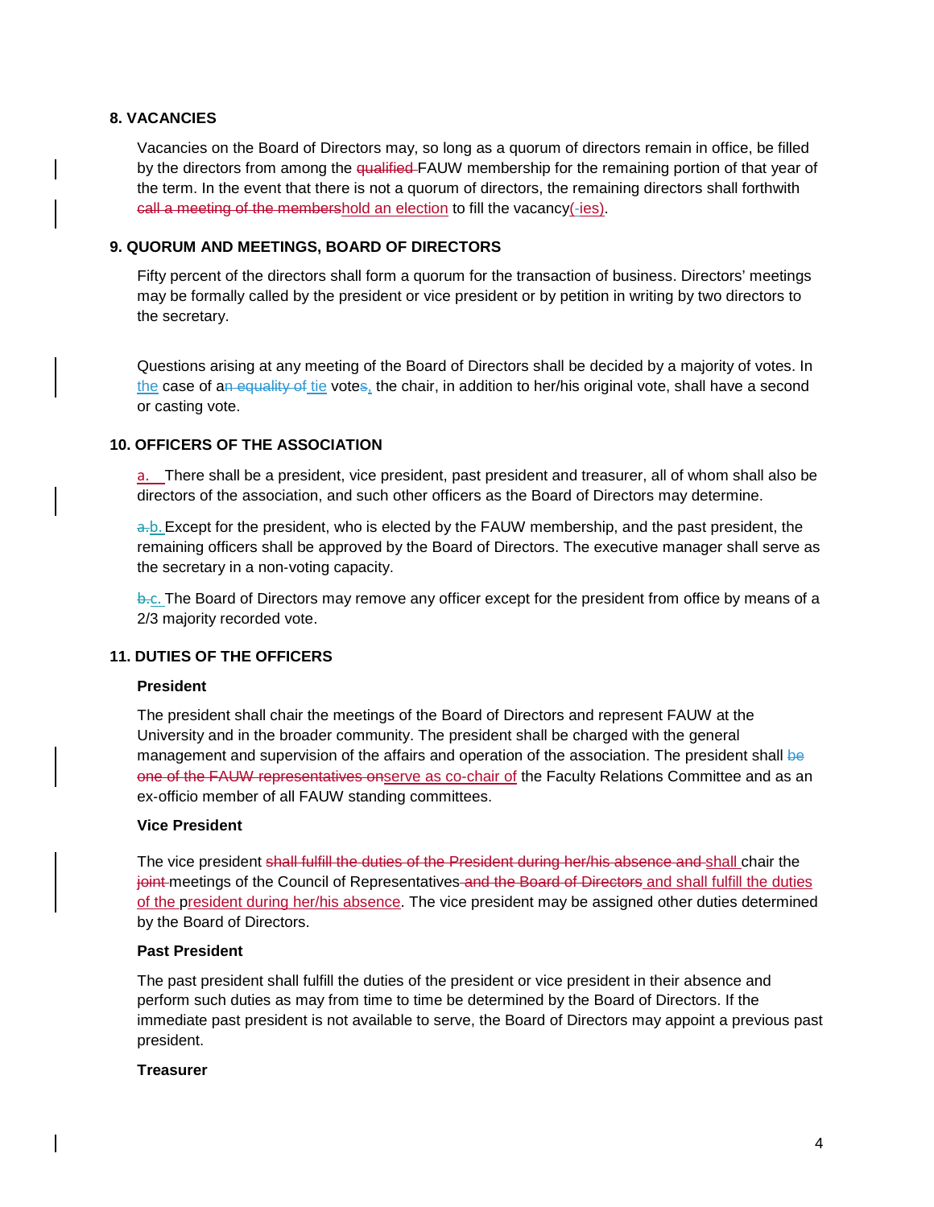**8. VACANCIES**

Vacancies on the Board of Directors may, so long as a quorum of directors remain in office, be filled by the directors from among the ~~qualified~~ FAUW membership for the remaining portion of that year of the term. In the event that there is not a quorum of directors, the remaining directors shall forthwith ~~call a meeting of the members~~hold an election to fill the vacancy(-ies).

**9. QUORUM AND MEETINGS, BOARD OF DIRECTORS**

Fifty percent of the directors shall form a quorum for the transaction of business. Directors' meetings may be formally called by the president or vice president or by petition in writing by two directors to the secretary.

Questions arising at any meeting of the Board of Directors shall be decided by a majority of votes. In the case of a~~n equality of~~ tie vote~~s~~, the chair, in addition to her/his original vote, shall have a second or casting vote.

**10. OFFICERS OF THE ASSOCIATION**

a. There shall be a president, vice president, past president and treasurer, all of whom shall also be directors of the association, and such other officers as the Board of Directors may determine.

~~a.~~b. Except for the president, who is elected by the FAUW membership, and the past president, the remaining officers shall be approved by the Board of Directors. The executive manager shall serve as the secretary in a non-voting capacity.

~~b.~~c. The Board of Directors may remove any officer except for the president from office by means of a 2/3 majority recorded vote.

**11. DUTIES OF THE OFFICERS**

**President**

The president shall chair the meetings of the Board of Directors and represent FAUW at the University and in the broader community. The president shall be charged with the general management and supervision of the affairs and operation of the association. The president shall ~~be one of the FAUW representatives on~~serve as co-chair of the Faculty Relations Committee and as an ex-officio member of all FAUW standing committees.

**Vice President**

The vice president ~~shall fulfill the duties of the President during her/his absence and~~ shall chair the ~~joint~~ meetings of the Council of Representatives ~~and the Board of Directors~~ and shall fulfill the duties of the president during her/his absence. The vice president may be assigned other duties determined by the Board of Directors.

**Past President**

The past president shall fulfill the duties of the president or vice president in their absence and perform such duties as may from time to time be determined by the Board of Directors. If the immediate past president is not available to serve, the Board of Directors may appoint a previous past president.

**Treasurer**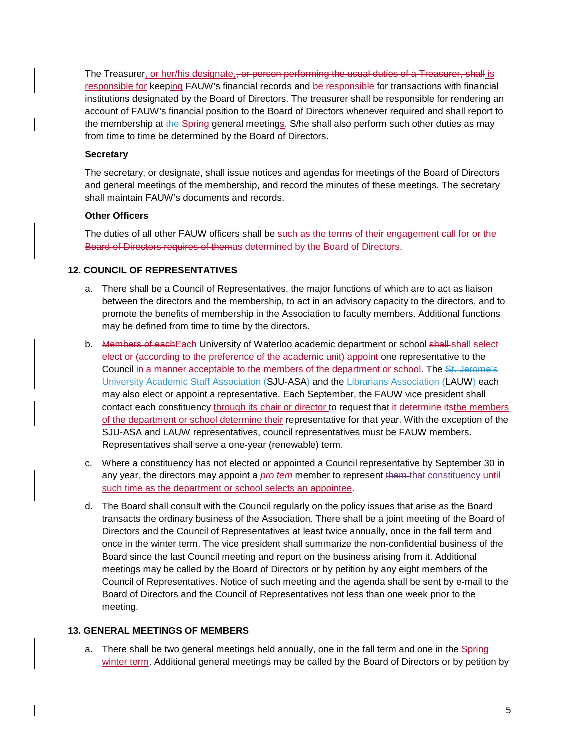The Treasurer, or her/his designate,~~, or person performing the usual duties of a Treasurer, shall~~ is responsible for keeping FAUW's financial records and ~~be responsible~~ for transactions with financial institutions designated by the Board of Directors. The treasurer shall be responsible for rendering an account of FAUW's financial position to the Board of Directors whenever required and shall report to the membership at ~~the Spring~~ general meetings. S/he shall also perform such other duties as may from time to time be determined by the Board of Directors.

**Secretary**

The secretary, or designate, shall issue notices and agendas for meetings of the Board of Directors and general meetings of the membership, and record the minutes of these meetings. The secretary shall maintain FAUW's documents and records.

**Other Officers**

The duties of all other FAUW officers shall be ~~such as the terms of their engagement call for or the Board of Directors requires of them~~as determined by the Board of Directors.

### 12. COUNCIL OF REPRESENTATIVES

a. There shall be a Council of Representatives, the major functions of which are to act as liaison between the directors and the membership, to act in an advisory capacity to the directors, and to promote the benefits of membership in the Association to faculty members. Additional functions may be defined from time to time by the directors.

b. ~~Members of each~~Each University of Waterloo academic department or school ~~shall~~ shall select ~~elect or (according to the preference of the academic unit) appoint~~ one representative to the Council in a manner acceptable to the members of the department or school. The ~~St. Jerome's University Academic Staff Association (~~SJU-ASA~~)~~ and the ~~Librarians Association (~~LAUW~~)~~ each may also elect or appoint a representative. Each September, the FAUW vice president shall contact each constituency through its chair or director to request that ~~it determine its~~the members of the department or school determine their representative for that year. With the exception of the SJU-ASA and LAUW representatives, council representatives must be FAUW members. Representatives shall serve a one-year (renewable) term.

c. Where a constituency has not elected or appointed a Council representative by September 30 in any year, the directors may appoint a *pro tem* member to represent ~~them~~ that constituency until such time as the department or school selects an appointee.

d. The Board shall consult with the Council regularly on the policy issues that arise as the Board transacts the ordinary business of the Association. There shall be a joint meeting of the Board of Directors and the Council of Representatives at least twice annually, once in the fall term and once in the winter term. The vice president shall summarize the non-confidential business of the Board since the last Council meeting and report on the business arising from it. Additional meetings may be called by the Board of Directors or by petition by any eight members of the Council of Representatives. Notice of such meeting and the agenda shall be sent by e-mail to the Board of Directors and the Council of Representatives not less than one week prior to the meeting.

### 13. GENERAL MEETINGS OF MEMBERS

a. There shall be two general meetings held annually, one in the fall term and one in the ~~Spring~~ winter term. Additional general meetings may be called by the Board of Directors or by petition by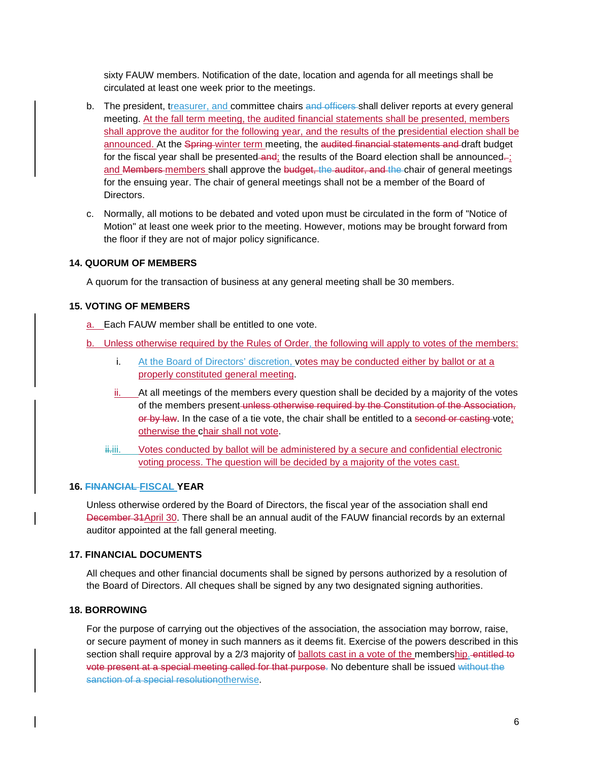sixty FAUW members. Notification of the date, location and agenda for all meetings shall be circulated at least one week prior to the meetings.

b. The president, treasurer, and committee chairs ~~and officers~~ shall deliver reports at every general meeting. At the fall term meeting, the audited financial statements shall be presented, members shall approve the auditor for the following year, and the results of the presidential election shall be announced. At the ~~Spring~~ winter term meeting, the ~~audited financial statements and~~ draft budget for the fiscal year shall be presented ~~and~~; the results of the Board election shall be announced~~.~~; and ~~Members~~ members shall approve the ~~budget, the auditor, and the~~ chair of general meetings for the ensuing year. The chair of general meetings shall not be a member of the Board of Directors.

c. Normally, all motions to be debated and voted upon must be circulated in the form of "Notice of Motion" at least one week prior to the meeting. However, motions may be brought forward from the floor if they are not of major policy significance.

### 14. QUORUM OF MEMBERS

A quorum for the transaction of business at any general meeting shall be 30 members.

### 15. VOTING OF MEMBERS

a. Each FAUW member shall be entitled to one vote.

b. Unless otherwise required by the Rules of Order, the following will apply to votes of the members:

i. At the Board of Directors' discretion, votes may be conducted either by ballot or at a properly constituted general meeting.

ii. At all meetings of the members every question shall be decided by a majority of the votes of the members present ~~unless otherwise required by the Constitution of the Association, or by law~~. In the case of a tie vote, the chair shall be entitled to a ~~second or casting~~ vote; otherwise the chair shall not vote.

~~ii.~~iii. Votes conducted by ballot will be administered by a secure and confidential electronic voting process. The question will be decided by a majority of the votes cast.

### 16. ~~FINANCIAL~~ FISCAL YEAR

Unless otherwise ordered by the Board of Directors, the fiscal year of the association shall end ~~December 31~~April 30. There shall be an annual audit of the FAUW financial records by an external auditor appointed at the fall general meeting.

### 17. FINANCIAL DOCUMENTS

All cheques and other financial documents shall be signed by persons authorized by a resolution of the Board of Directors. All cheques shall be signed by any two designated signing authorities.

### 18. BORROWING

For the purpose of carrying out the objectives of the association, the association may borrow, raise, or secure payment of money in such manners as it deems fit. Exercise of the powers described in this section shall require approval by a 2/3 majority of ballots cast in a vote of the membership. ~~entitled to vote present at a special meeting called for that purpose.~~ No debenture shall be issued ~~without the sanction of a special resolution~~otherwise.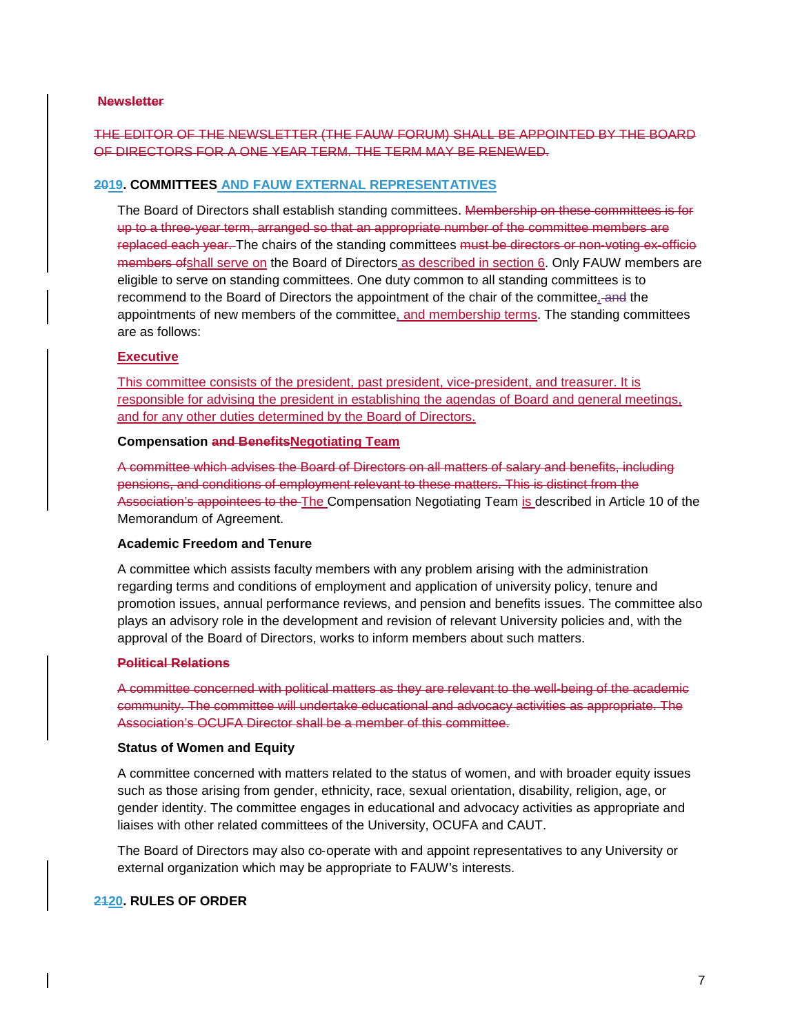**~~Newsletter~~**

~~THE EDITOR OF THE NEWSLETTER (THE FAUW FORUM) SHALL BE APPOINTED BY THE BOARD OF DIRECTORS FOR A ONE YEAR TERM. THE TERM MAY BE RENEWED.~~

## ~~20~~19. COMMITTEES AND FAUW EXTERNAL REPRESENTATIVES

The Board of Directors shall establish standing committees. ~~Membership on these committees is for up to a three-year term, arranged so that an appropriate number of the committee members are replaced each year.~~ The chairs of the standing committees ~~must be directors or non-voting ex-officio members of~~shall serve on the Board of Directors as described in section 6. Only FAUW members are eligible to serve on standing committees. One duty common to all standing committees is to recommend to the Board of Directors the appointment of the chair of the committee, ~~and~~ the appointments of new members of the committee, and membership terms. The standing committees are as follows:

**Executive**

This committee consists of the president, past president, vice-president, and treasurer. It is responsible for advising the president in establishing the agendas of Board and general meetings, and for any other duties determined by the Board of Directors.

**Compensation ~~and Benefits~~Negotiating Team**

~~A committee which advises the Board of Directors on all matters of salary and benefits, including pensions, and conditions of employment relevant to these matters. This is distinct from the Association's appointees to the~~ The Compensation Negotiating Team is described in Article 10 of the Memorandum of Agreement.

**Academic Freedom and Tenure**

A committee which assists faculty members with any problem arising with the administration regarding terms and conditions of employment and application of university policy, tenure and promotion issues, annual performance reviews, and pension and benefits issues. The committee also plays an advisory role in the development and revision of relevant University policies and, with the approval of the Board of Directors, works to inform members about such matters.

**~~Political Relations~~**

~~A committee concerned with political matters as they are relevant to the well-being of the academic community. The committee will undertake educational and advocacy activities as appropriate. The Association's OCUFA Director shall be a member of this committee.~~

**Status of Women and Equity**

A committee concerned with matters related to the status of women, and with broader equity issues such as those arising from gender, ethnicity, race, sexual orientation, disability, religion, age, or gender identity. The committee engages in educational and advocacy activities as appropriate and liaises with other related committees of the University, OCUFA and CAUT.

The Board of Directors may also co-operate with and appoint representatives to any University or external organization which may be appropriate to FAUW's interests.

## ~~21~~20. RULES OF ORDER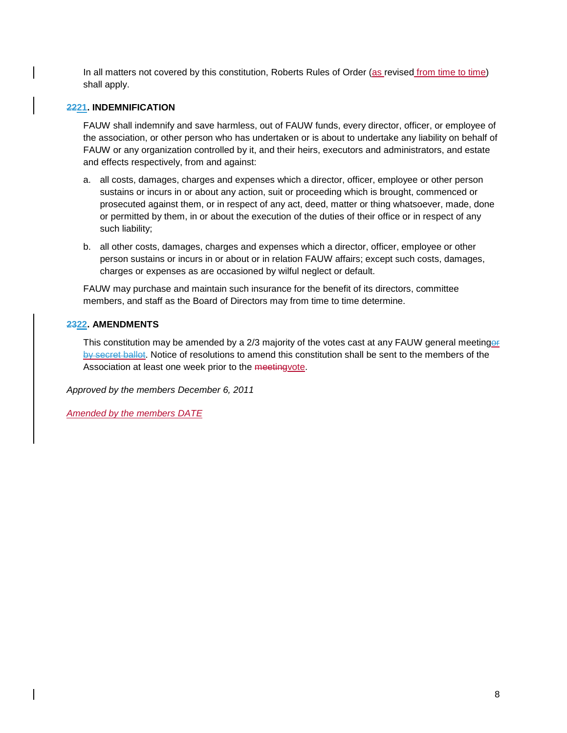In all matters not covered by this constitution, Roberts Rules of Order (as revised from time to time) shall apply.

### ~~22~~21. INDEMNIFICATION

FAUW shall indemnify and save harmless, out of FAUW funds, every director, officer, or employee of the association, or other person who has undertaken or is about to undertake any liability on behalf of FAUW or any organization controlled by it, and their heirs, executors and administrators, and estate and effects respectively, from and against:

a. all costs, damages, charges and expenses which a director, officer, employee or other person sustains or incurs in or about any action, suit or proceeding which is brought, commenced or prosecuted against them, or in respect of any act, deed, matter or thing whatsoever, made, done or permitted by them, in or about the execution of the duties of their office or in respect of any such liability;

b. all other costs, damages, charges and expenses which a director, officer, employee or other person sustains or incurs in or about or in relation FAUW affairs; except such costs, damages, charges or expenses as are occasioned by wilful neglect or default.

FAUW may purchase and maintain such insurance for the benefit of its directors, committee members, and staff as the Board of Directors may from time to time determine.

### ~~23~~22. AMENDMENTS

This constitution may be amended by a 2/3 majority of the votes cast at any FAUW general meeting~~or by secret ballot~~. Notice of resolutions to amend this constitution shall be sent to the members of the Association at least one week prior to the ~~meeting~~vote.

*Approved by the members December 6, 2011*

*Amended by the members DATE*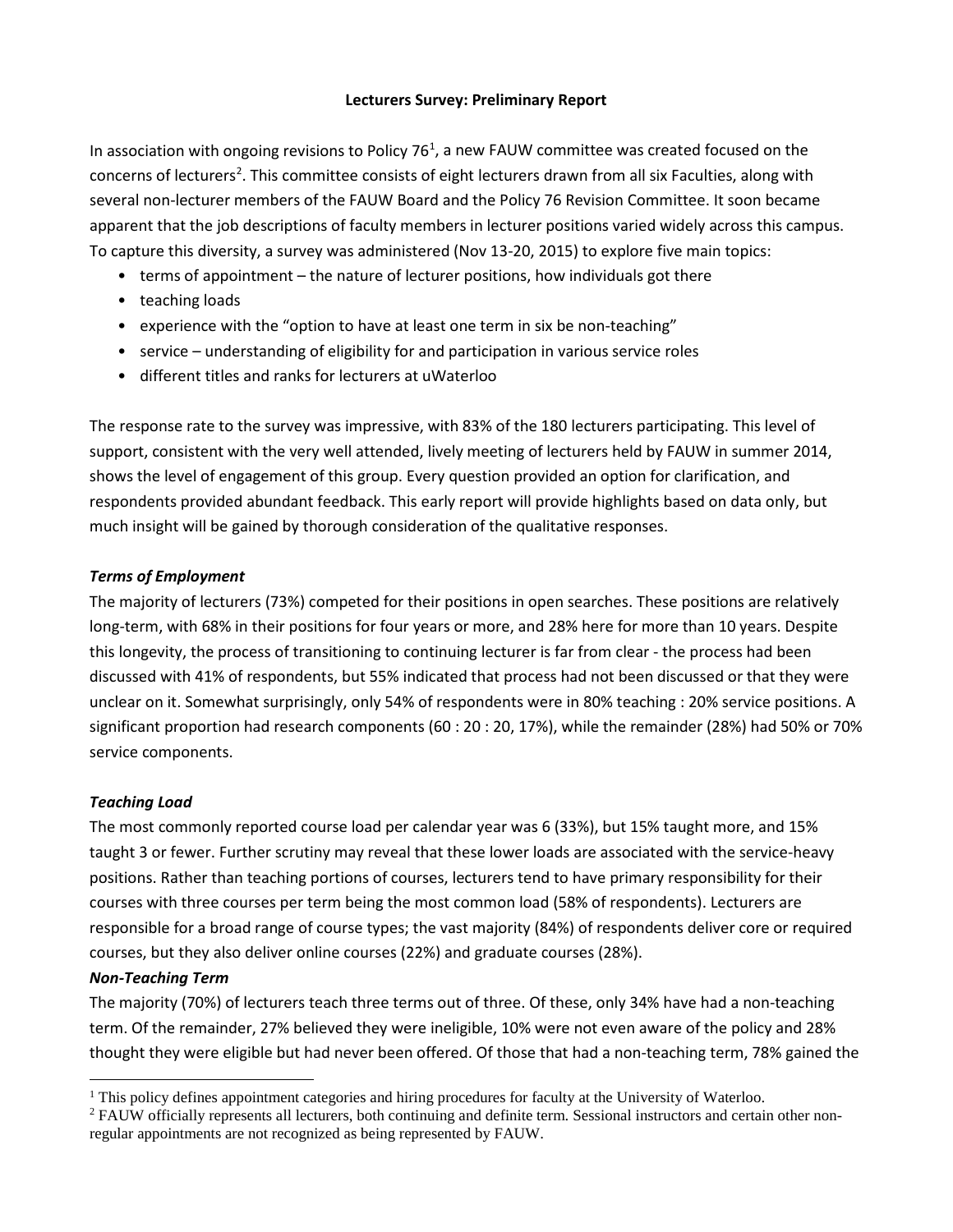**Lecturers Survey: Preliminary Report**

In association with ongoing revisions to Policy 76[1], a new FAUW committee was created focused on the concerns of lecturers[2]. This committee consists of eight lecturers drawn from all six Faculties, along with several non-lecturer members of the FAUW Board and the Policy 76 Revision Committee. It soon became apparent that the job descriptions of faculty members in lecturer positions varied widely across this campus. To capture this diversity, a survey was administered (Nov 13-20, 2015) to explore five main topics:

- terms of appointment – the nature of lecturer positions, how individuals got there
- teaching loads
- experience with the "option to have at least one term in six be non-teaching"
- service – understanding of eligibility for and participation in various service roles
- different titles and ranks for lecturers at uWaterloo

The response rate to the survey was impressive, with 83% of the 180 lecturers participating. This level of support, consistent with the very well attended, lively meeting of lecturers held by FAUW in summer 2014, shows the level of engagement of this group. Every question provided an option for clarification, and respondents provided abundant feedback. This early report will provide highlights based on data only, but much insight will be gained by thorough consideration of the qualitative responses.

***Terms of Employment***

The majority of lecturers (73%) competed for their positions in open searches. These positions are relatively long-term, with 68% in their positions for four years or more, and 28% here for more than 10 years. Despite this longevity, the process of transitioning to continuing lecturer is far from clear - the process had been discussed with 41% of respondents, but 55% indicated that process had not been discussed or that they were unclear on it. Somewhat surprisingly, only 54% of respondents were in 80% teaching : 20% service positions. A significant proportion had research components (60 : 20 : 20, 17%), while the remainder (28%) had 50% or 70% service components.

***Teaching Load***

The most commonly reported course load per calendar year was 6 (33%), but 15% taught more, and 15% taught 3 or fewer. Further scrutiny may reveal that these lower loads are associated with the service-heavy positions. Rather than teaching portions of courses, lecturers tend to have primary responsibility for their courses with three courses per term being the most common load (58% of respondents). Lecturers are responsible for a broad range of course types; the vast majority (84%) of respondents deliver core or required courses, but they also deliver online courses (22%) and graduate courses (28%).

***Non-Teaching Term***

The majority (70%) of lecturers teach three terms out of three. Of these, only 34% have had a non-teaching term. Of the remainder, 27% believed they were ineligible, 10% were not even aware of the policy and 28% thought they were eligible but had never been offered. Of those that had a non-teaching term, 78% gained the

---

[1] This policy defines appointment categories and hiring procedures for faculty at the University of Waterloo.

[2] FAUW officially represents all lecturers, both continuing and definite term. Sessional instructors and certain other non-regular appointments are not recognized as being represented by FAUW.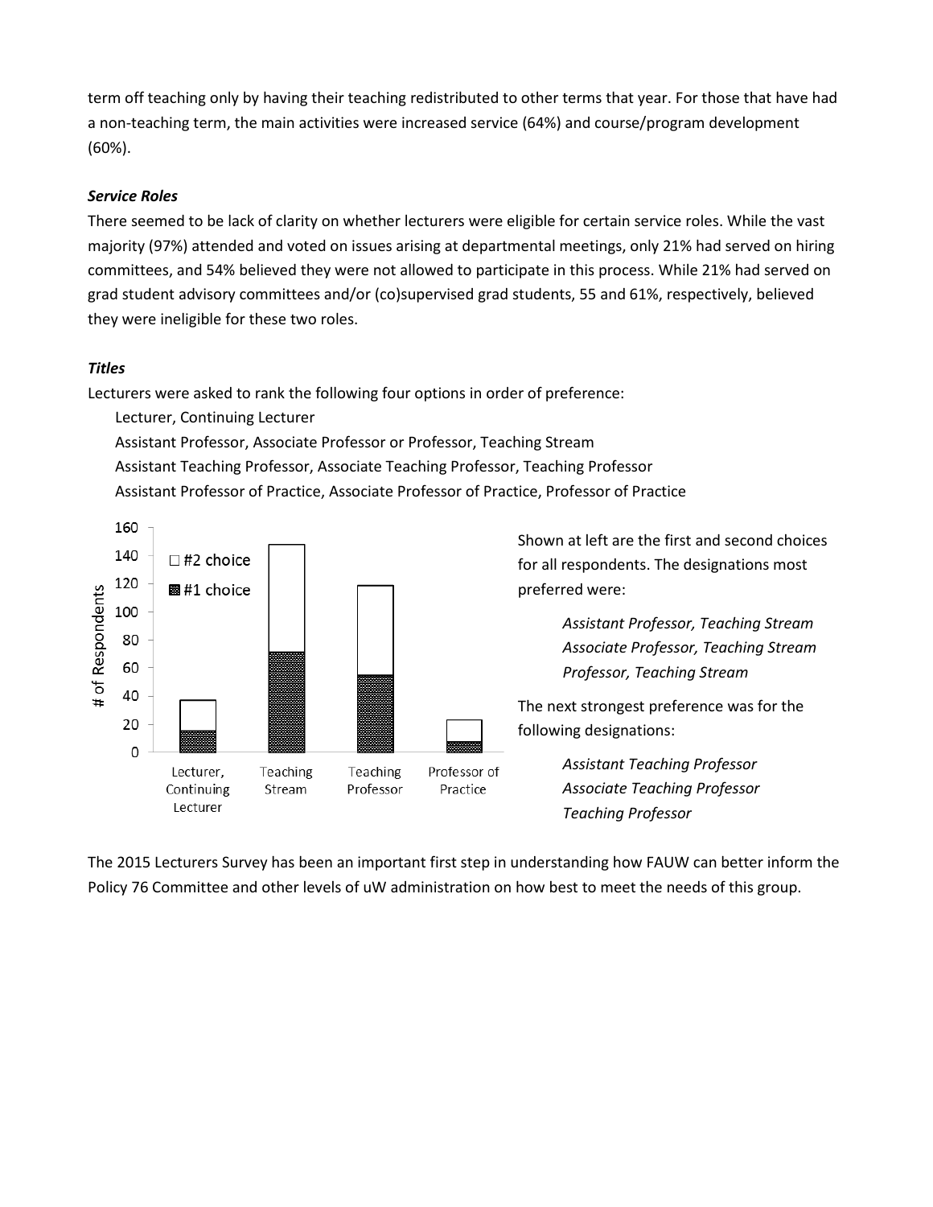term off teaching only by having their teaching redistributed to other terms that year. For those that have had a non-teaching term, the main activities were increased service (64%) and course/program development (60%).

***Service Roles***

There seemed to be lack of clarity on whether lecturers were eligible for certain service roles. While the vast majority (97%) attended and voted on issues arising at departmental meetings, only 21% had served on hiring committees, and 54% believed they were not allowed to participate in this process. While 21% had served on grad student advisory committees and/or (co)supervised grad students, 55 and 61%, respectively, believed they were ineligible for these two roles.

***Titles***

Lecturers were asked to rank the following four options in order of preference:

Lecturer, Continuing Lecturer

Assistant Professor, Associate Professor or Professor, Teaching Stream

Assistant Teaching Professor, Associate Teaching Professor, Teaching Professor

Assistant Professor of Practice, Associate Professor of Practice, Professor of Practice

# of Respondents

160
140
120
100
80
60
40
20
0

□ #2 choice
▩ #1 choice

Lecturer, Continuing Lecturer
Teaching Stream
Teaching Professor
Professor of Practice

Shown at left are the first and second choices for all respondents. The designations most preferred were:

*Assistant Professor, Teaching Stream*
*Associate Professor, Teaching Stream*
*Professor, Teaching Stream*

The next strongest preference was for the following designations:

*Assistant Teaching Professor*
*Associate Teaching Professor*
*Teaching Professor*

The 2015 Lecturers Survey has been an important first step in understanding how FAUW can better inform the Policy 76 Committee and other levels of uW administration on how best to meet the needs of this group.